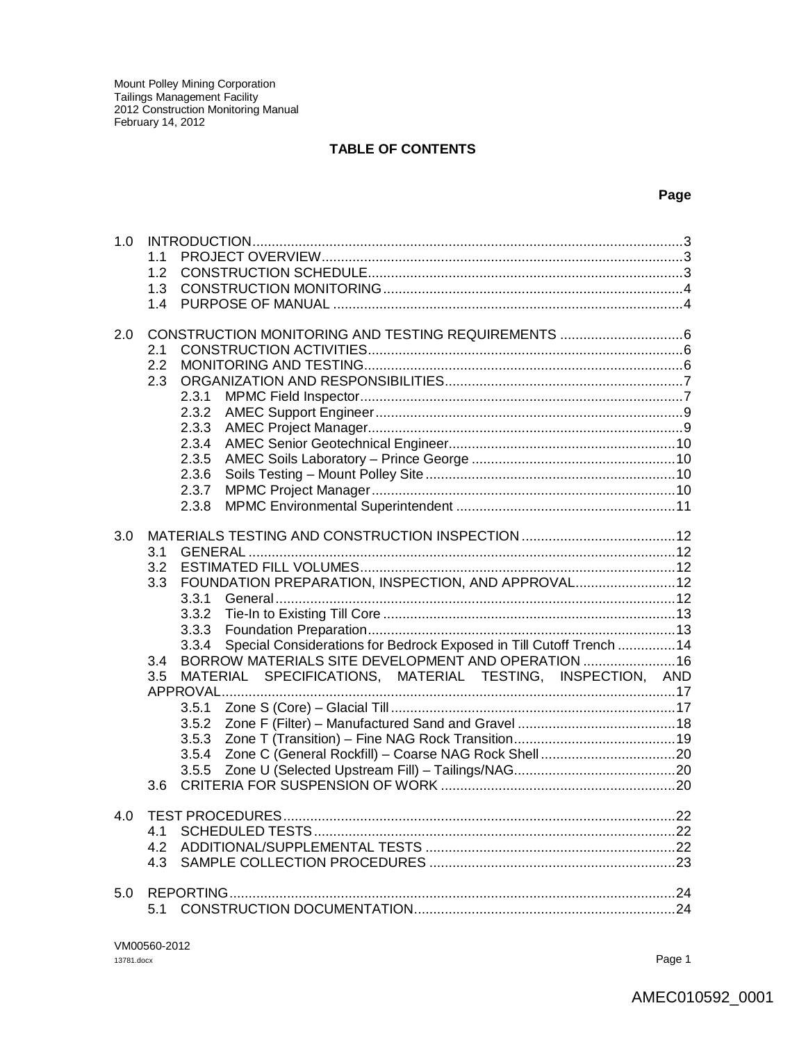Mount Polley Mining Corporation
Tailings Management Facility
2012 Construction Monitoring Manual
February 14, 2012

## TABLE OF CONTENTS

**Page**

- 1.0 INTRODUCTION....3
  - 1.1 PROJECT OVERVIEW....3
  - 1.2 CONSTRUCTION SCHEDULE....3
  - 1.3 CONSTRUCTION MONITORING....4
  - 1.4 PURPOSE OF MANUAL....4
- 2.0 CONSTRUCTION MONITORING AND TESTING REQUIREMENTS....6
  - 2.1 CONSTRUCTION ACTIVITIES....6
  - 2.2 MONITORING AND TESTING....6
  - 2.3 ORGANIZATION AND RESPONSIBILITIES....7
    - 2.3.1 MPMC Field Inspector....7
    - 2.3.2 AMEC Support Engineer....9
    - 2.3.3 AMEC Project Manager....9
    - 2.3.4 AMEC Senior Geotechnical Engineer....10
    - 2.3.5 AMEC Soils Laboratory – Prince George....10
    - 2.3.6 Soils Testing – Mount Polley Site....10
    - 2.3.7 MPMC Project Manager....10
    - 2.3.8 MPMC Environmental Superintendent....11
- 3.0 MATERIALS TESTING AND CONSTRUCTION INSPECTION....12
  - 3.1 GENERAL....12
  - 3.2 ESTIMATED FILL VOLUMES....12
  - 3.3 FOUNDATION PREPARATION, INSPECTION, AND APPROVAL....12
    - 3.3.1 General....12
    - 3.3.2 Tie-In to Existing Till Core....13
    - 3.3.3 Foundation Preparation....13
    - 3.3.4 Special Considerations for Bedrock Exposed in Till Cutoff Trench....14
  - 3.4 BORROW MATERIALS SITE DEVELOPMENT AND OPERATION....16
  - 3.5 MATERIAL SPECIFICATIONS, MATERIAL TESTING, INSPECTION, AND APPROVAL....17
    - 3.5.1 Zone S (Core) – Glacial Till....17
    - 3.5.2 Zone F (Filter) – Manufactured Sand and Gravel....18
    - 3.5.3 Zone T (Transition) – Fine NAG Rock Transition....19
    - 3.5.4 Zone C (General Rockfill) – Coarse NAG Rock Shell....20
    - 3.5.5 Zone U (Selected Upstream Fill) – Tailings/NAG....20
  - 3.6 CRITERIA FOR SUSPENSION OF WORK....20
- 4.0 TEST PROCEDURES....22
  - 4.1 SCHEDULED TESTS....22
  - 4.2 ADDITIONAL/SUPPLEMENTAL TESTS....22
  - 4.3 SAMPLE COLLECTION PROCEDURES....23
- 5.0 REPORTING....24
  - 5.1 CONSTRUCTION DOCUMENTATION....24

VM00560-2012
13781.docx

AMEC010592_0001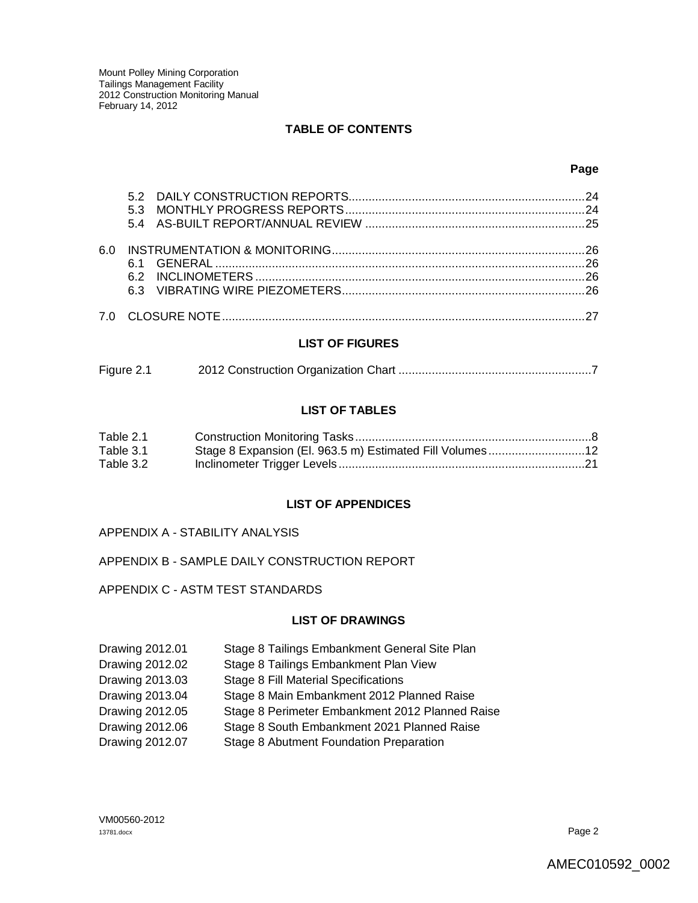**TABLE OF CONTENTS**

| | | Page |
|---|---|---|
| | 5.2 DAILY CONSTRUCTION REPORTS | 24 |
| | 5.3 MONTHLY PROGRESS REPORTS | 24 |
| | 5.4 AS-BUILT REPORT/ANNUAL REVIEW | 25 |
| 6.0 | INSTRUMENTATION & MONITORING | 26 |
| | 6.1 GENERAL | 26 |
| | 6.2 INCLINOMETERS | 26 |
| | 6.3 VIBRATING WIRE PIEZOMETERS | 26 |
| 7.0 | CLOSURE NOTE | 27 |

**LIST OF FIGURES**

| | | |
|---|---|---|
| Figure 2.1 | 2012 Construction Organization Chart | 7 |

**LIST OF TABLES**

| | | |
|---|---|---|
| Table 2.1 | Construction Monitoring Tasks | 8 |
| Table 3.1 | Stage 8 Expansion (El. 963.5 m) Estimated Fill Volumes | 12 |
| Table 3.2 | Inclinometer Trigger Levels | 21 |

**LIST OF APPENDICES**

APPENDIX A - STABILITY ANALYSIS

APPENDIX B - SAMPLE DAILY CONSTRUCTION REPORT

APPENDIX C - ASTM TEST STANDARDS

**LIST OF DRAWINGS**

| | |
|---|---|
| Drawing 2012.01 | Stage 8 Tailings Embankment General Site Plan |
| Drawing 2012.02 | Stage 8 Tailings Embankment Plan View |
| Drawing 2013.03 | Stage 8 Fill Material Specifications |
| Drawing 2013.04 | Stage 8 Main Embankment 2012 Planned Raise |
| Drawing 2012.05 | Stage 8 Perimeter Embankment 2012 Planned Raise |
| Drawing 2012.06 | Stage 8 South Embankment 2021 Planned Raise |
| Drawing 2012.07 | Stage 8 Abutment Foundation Preparation |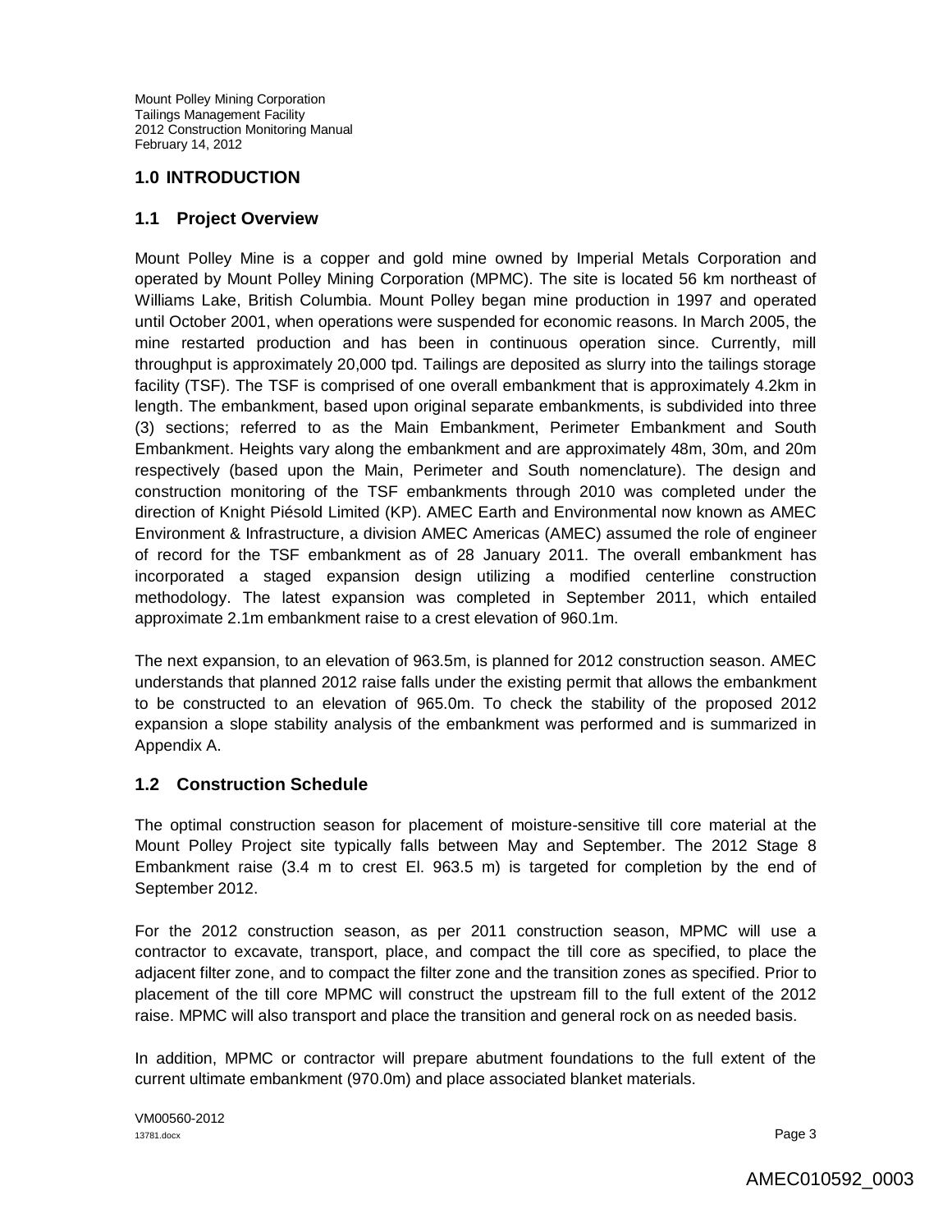## 1.0 INTRODUCTION

### 1.1 Project Overview

Mount Polley Mine is a copper and gold mine owned by Imperial Metals Corporation and operated by Mount Polley Mining Corporation (MPMC). The site is located 56 km northeast of Williams Lake, British Columbia. Mount Polley began mine production in 1997 and operated until October 2001, when operations were suspended for economic reasons. In March 2005, the mine restarted production and has been in continuous operation since. Currently, mill throughput is approximately 20,000 tpd. Tailings are deposited as slurry into the tailings storage facility (TSF). The TSF is comprised of one overall embankment that is approximately 4.2km in length. The embankment, based upon original separate embankments, is subdivided into three (3) sections; referred to as the Main Embankment, Perimeter Embankment and South Embankment. Heights vary along the embankment and are approximately 48m, 30m, and 20m respectively (based upon the Main, Perimeter and South nomenclature). The design and construction monitoring of the TSF embankments through 2010 was completed under the direction of Knight Piésold Limited (KP). AMEC Earth and Environmental now known as AMEC Environment & Infrastructure, a division AMEC Americas (AMEC) assumed the role of engineer of record for the TSF embankment as of 28 January 2011. The overall embankment has incorporated a staged expansion design utilizing a modified centerline construction methodology. The latest expansion was completed in September 2011, which entailed approximate 2.1m embankment raise to a crest elevation of 960.1m.

The next expansion, to an elevation of 963.5m, is planned for 2012 construction season. AMEC understands that planned 2012 raise falls under the existing permit that allows the embankment to be constructed to an elevation of 965.0m. To check the stability of the proposed 2012 expansion a slope stability analysis of the embankment was performed and is summarized in Appendix A.

### 1.2 Construction Schedule

The optimal construction season for placement of moisture-sensitive till core material at the Mount Polley Project site typically falls between May and September. The 2012 Stage 8 Embankment raise (3.4 m to crest El. 963.5 m) is targeted for completion by the end of September 2012.

For the 2012 construction season, as per 2011 construction season, MPMC will use a contractor to excavate, transport, place, and compact the till core as specified, to place the adjacent filter zone, and to compact the filter zone and the transition zones as specified. Prior to placement of the till core MPMC will construct the upstream fill to the full extent of the 2012 raise. MPMC will also transport and place the transition and general rock on as needed basis.

In addition, MPMC or contractor will prepare abutment foundations to the full extent of the current ultimate embankment (970.0m) and place associated blanket materials.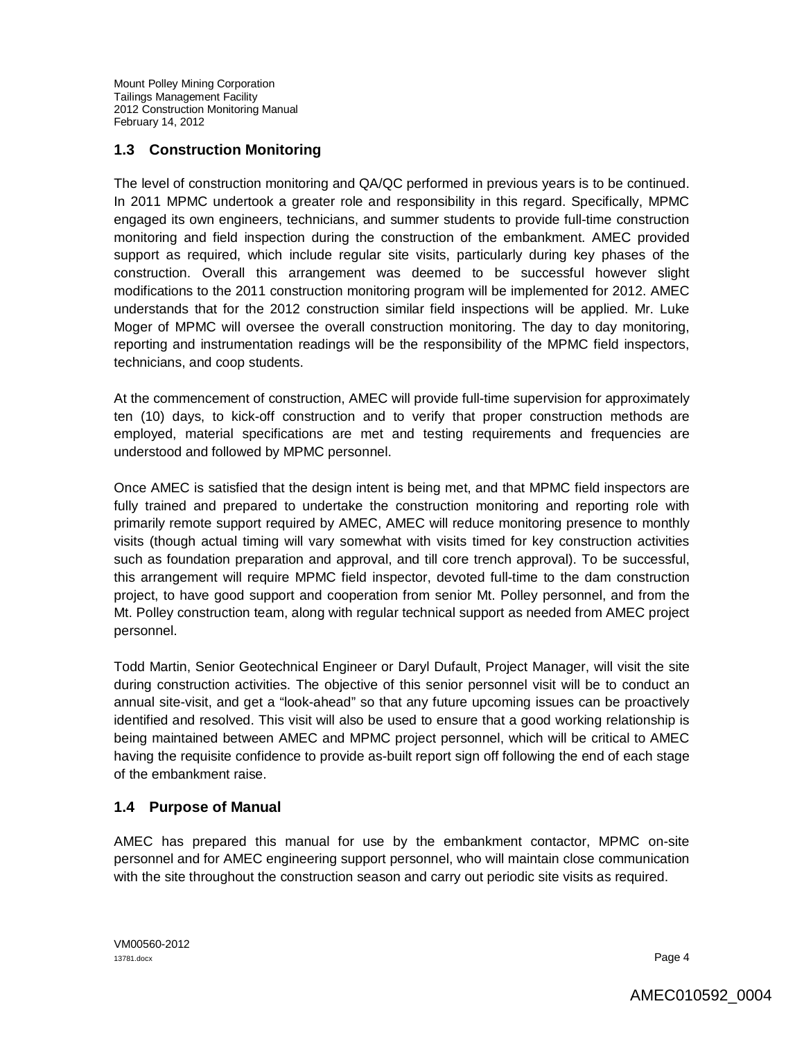## 1.3 Construction Monitoring

The level of construction monitoring and QA/QC performed in previous years is to be continued. In 2011 MPMC undertook a greater role and responsibility in this regard. Specifically, MPMC engaged its own engineers, technicians, and summer students to provide full-time construction monitoring and field inspection during the construction of the embankment. AMEC provided support as required, which include regular site visits, particularly during key phases of the construction. Overall this arrangement was deemed to be successful however slight modifications to the 2011 construction monitoring program will be implemented for 2012. AMEC understands that for the 2012 construction similar field inspections will be applied. Mr. Luke Moger of MPMC will oversee the overall construction monitoring. The day to day monitoring, reporting and instrumentation readings will be the responsibility of the MPMC field inspectors, technicians, and coop students.

At the commencement of construction, AMEC will provide full-time supervision for approximately ten (10) days, to kick-off construction and to verify that proper construction methods are employed, material specifications are met and testing requirements and frequencies are understood and followed by MPMC personnel.

Once AMEC is satisfied that the design intent is being met, and that MPMC field inspectors are fully trained and prepared to undertake the construction monitoring and reporting role with primarily remote support required by AMEC, AMEC will reduce monitoring presence to monthly visits (though actual timing will vary somewhat with visits timed for key construction activities such as foundation preparation and approval, and till core trench approval). To be successful, this arrangement will require MPMC field inspector, devoted full-time to the dam construction project, to have good support and cooperation from senior Mt. Polley personnel, and from the Mt. Polley construction team, along with regular technical support as needed from AMEC project personnel.

Todd Martin, Senior Geotechnical Engineer or Daryl Dufault, Project Manager, will visit the site during construction activities. The objective of this senior personnel visit will be to conduct an annual site-visit, and get a "look-ahead" so that any future upcoming issues can be proactively identified and resolved. This visit will also be used to ensure that a good working relationship is being maintained between AMEC and MPMC project personnel, which will be critical to AMEC having the requisite confidence to provide as-built report sign off following the end of each stage of the embankment raise.

## 1.4 Purpose of Manual

AMEC has prepared this manual for use by the embankment contactor, MPMC on-site personnel and for AMEC engineering support personnel, who will maintain close communication with the site throughout the construction season and carry out periodic site visits as required.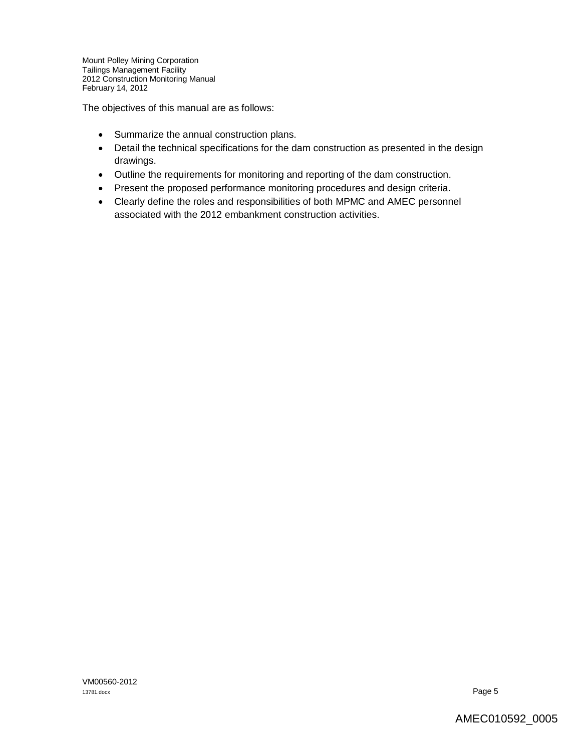The objectives of this manual are as follows:

- Summarize the annual construction plans.
- Detail the technical specifications for the dam construction as presented in the design drawings.
- Outline the requirements for monitoring and reporting of the dam construction.
- Present the proposed performance monitoring procedures and design criteria.
- Clearly define the roles and responsibilities of both MPMC and AMEC personnel associated with the 2012 embankment construction activities.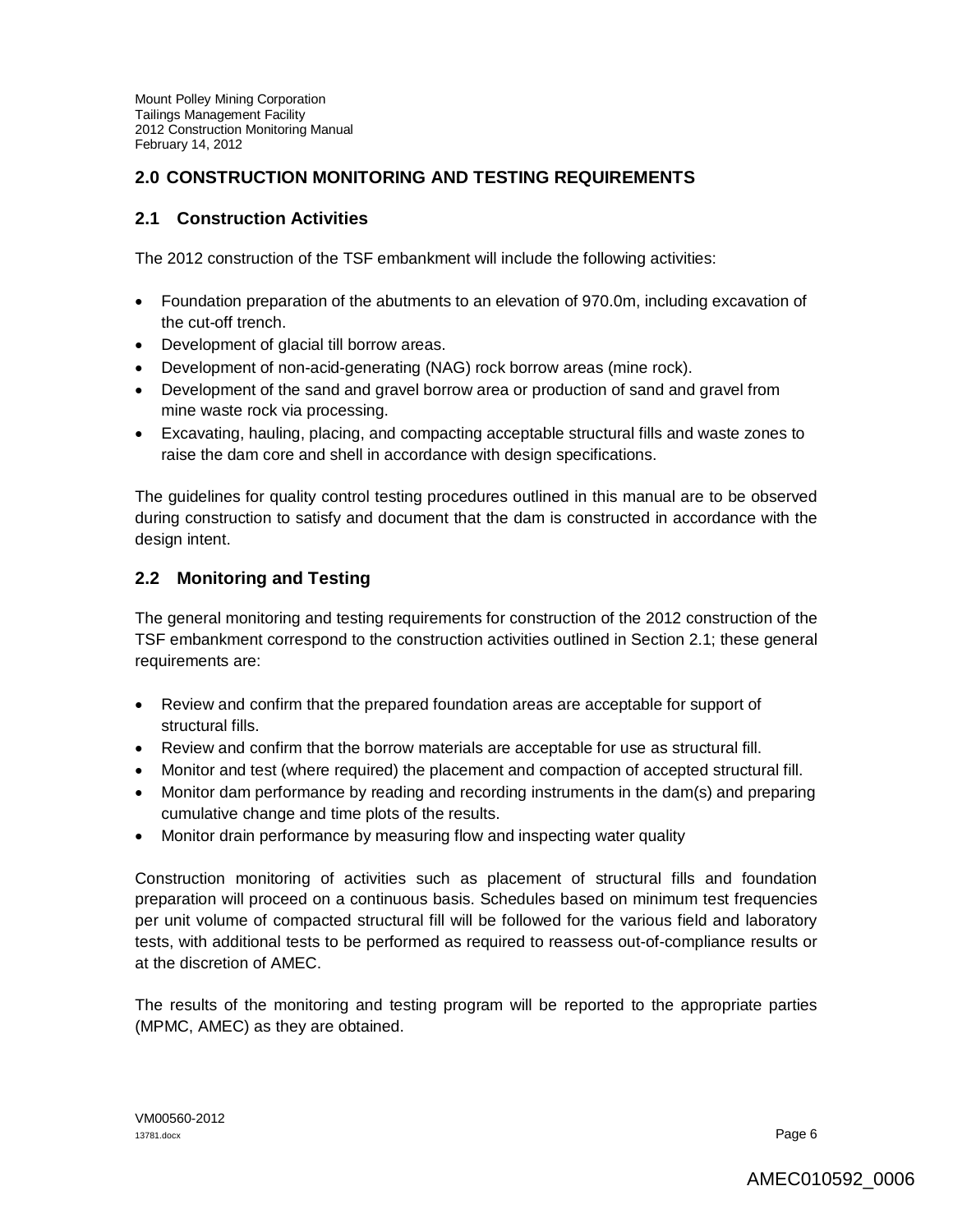## 2.0 CONSTRUCTION MONITORING AND TESTING REQUIREMENTS

### 2.1 Construction Activities

The 2012 construction of the TSF embankment will include the following activities:

- Foundation preparation of the abutments to an elevation of 970.0m, including excavation of the cut-off trench.
- Development of glacial till borrow areas.
- Development of non-acid-generating (NAG) rock borrow areas (mine rock).
- Development of the sand and gravel borrow area or production of sand and gravel from mine waste rock via processing.
- Excavating, hauling, placing, and compacting acceptable structural fills and waste zones to raise the dam core and shell in accordance with design specifications.

The guidelines for quality control testing procedures outlined in this manual are to be observed during construction to satisfy and document that the dam is constructed in accordance with the design intent.

### 2.2 Monitoring and Testing

The general monitoring and testing requirements for construction of the 2012 construction of the TSF embankment correspond to the construction activities outlined in Section 2.1; these general requirements are:

- Review and confirm that the prepared foundation areas are acceptable for support of structural fills.
- Review and confirm that the borrow materials are acceptable for use as structural fill.
- Monitor and test (where required) the placement and compaction of accepted structural fill.
- Monitor dam performance by reading and recording instruments in the dam(s) and preparing cumulative change and time plots of the results.
- Monitor drain performance by measuring flow and inspecting water quality

Construction monitoring of activities such as placement of structural fills and foundation preparation will proceed on a continuous basis. Schedules based on minimum test frequencies per unit volume of compacted structural fill will be followed for the various field and laboratory tests, with additional tests to be performed as required to reassess out-of-compliance results or at the discretion of AMEC.

The results of the monitoring and testing program will be reported to the appropriate parties (MPMC, AMEC) as they are obtained.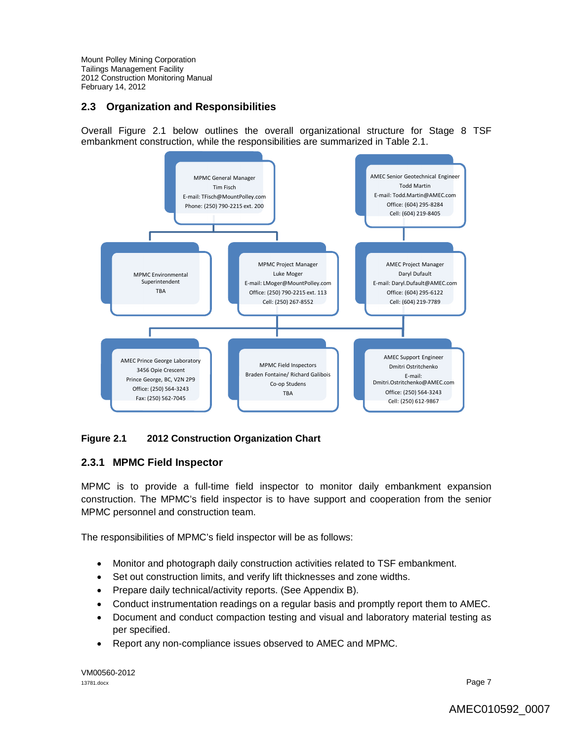## 2.3 Organization and Responsibilities

Overall Figure 2.1 below outlines the overall organizational structure for Stage 8 TSF embankment construction, while the responsibilities are summarized in Table 2.1.

MPMC General Manager
Tim Fisch
E-mail: TFisch@MountPolley.com
Phone: (250) 790-2215 ext. 200

AMEC Senior Geotechnical Engineer
Todd Martin
E-mail: Todd.Martin@AMEC.com
Office: (604) 295-8284
Cell: (604) 219-8405

MPMC Environmental Superintendent
TBA

MPMC Project Manager
Luke Moger
E-mail: LMoger@MountPolley.com
Office: (250) 790-2215 ext. 113
Cell: (250) 267-8552

AMEC Project Manager
Daryl Dufault
E-mail: Daryl.Dufault@AMEC.com
Office: (604) 295-6122
Cell: (604) 219-7789

AMEC Prince George Laboratory
3456 Opie Crescent
Prince George, BC, V2N 2P9
Office: (250) 564-3243
Fax: (250) 562-7045

MPMC Field Inspectors
Braden Fontaine/ Richard Galibois
Co-op Studens
TBA

AMEC Support Engineer
Dmitri Ostritchenko
E-mail: Dmitri.Ostritchenko@AMEC.com
Office: (250) 564-3243
Cell: (250) 612-9867

**Figure 2.1 2012 Construction Organization Chart**

### 2.3.1 MPMC Field Inspector

MPMC is to provide a full-time field inspector to monitor daily embankment expansion construction. The MPMC's field inspector is to have support and cooperation from the senior MPMC personnel and construction team.

The responsibilities of MPMC's field inspector will be as follows:

- Monitor and photograph daily construction activities related to TSF embankment.
- Set out construction limits, and verify lift thicknesses and zone widths.
- Prepare daily technical/activity reports. (See Appendix B).
- Conduct instrumentation readings on a regular basis and promptly report them to AMEC.
- Document and conduct compaction testing and visual and laboratory material testing as per specified.
- Report any non-compliance issues observed to AMEC and MPMC.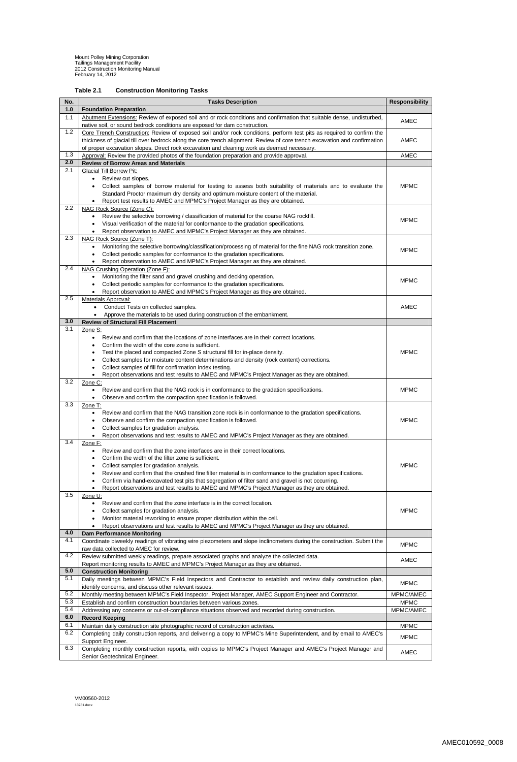**Table 2.1 Construction Monitoring Tasks**

| No. | Tasks Description | Responsibility |
|---|---|---|
| **1.0** | **Foundation Preparation** | |
| 1.1 | Abutment Extensions: Review of exposed soil and or rock conditions and confirmation that suitable dense, undisturbed, native soil, or sound bedrock conditions are exposed for dam construction. | AMEC |
| 1.2 | Core Trench Construction: Review of exposed soil and/or rock conditions, perform test pits as required to confirm the thickness of glacial till over bedrock along the core trench alignment. Review of core trench excavation and confirmation of proper excavation slopes. Direct rock excavation and cleaning work as deemed necessary. | AMEC |
| 1.3 | Approval: Review the provided photos of the foundation preparation and provide approval. | AMEC |
| **2.0** | **Review of Borrow Areas and Materials** | |
| 2.1 | Glacial Till Borrow Pit:<br>• Review cut slopes.<br>• Collect samples of borrow material for testing to assess both suitability of materials and to evaluate the Standard Proctor maximum dry density and optimum moisture content of the material.<br>• Report test results to AMEC and MPMC's Project Manager as they are obtained. | MPMC |
| 2.2 | NAG Rock Source (Zone C):<br>• Review the selective borrowing / classification of material for the coarse NAG rockfill.<br>• Visual verification of the material for conformance to the gradation specifications.<br>• Report observation to AMEC and MPMC's Project Manager as they are obtained. | MPMC |
| 2.3 | NAG Rock Source (Zone T):<br>• Monitoring the selective borrowing/classification/processing of material for the fine NAG rock transition zone.<br>• Collect periodic samples for conformance to the gradation specifications.<br>• Report observation to AMEC and MPMC's Project Manager as they are obtained. | MPMC |
| 2.4 | NAG Crushing Operation (Zone F):<br>• Monitoring the filter sand and gravel crushing and decking operation.<br>• Collect periodic samples for conformance to the gradation specifications.<br>• Report observation to AMEC and MPMC's Project Manager as they are obtained. | MPMC |
| 2.5 | Materials Approval:<br>• Conduct Tests on collected samples.<br>• Approve the materials to be used during construction of the embankment. | AMEC |
| **3.0** | **Review of Structural Fill Placement** | |
| 3.1 | Zone S:<br>• Review and confirm that the locations of zone interfaces are in their correct locations.<br>• Confirm the width of the core zone is sufficient.<br>• Test the placed and compacted Zone S structural fill for in-place density.<br>• Collect samples for moisture content determinations and density (rock content) corrections.<br>• Collect samples of fill for confirmation index testing.<br>• Report observations and test results to AMEC and MPMC's Project Manager as they are obtained. | MPMC |
| 3.2 | Zone C:<br>• Review and confirm that the NAG rock is in conformance to the gradation specifications.<br>• Observe and confirm the compaction specification is followed. | MPMC |
| 3.3 | Zone T:<br>• Review and confirm that the NAG transition zone rock is in conformance to the gradation specifications.<br>• Observe and confirm the compaction specification is followed.<br>• Collect samples for gradation analysis.<br>• Report observations and test results to AMEC and MPMC's Project Manager as they are obtained. | MPMC |
| 3.4 | Zone F:<br>• Review and confirm that the zone interfaces are in their correct locations.<br>• Confirm the width of the filter zone is sufficient.<br>• Collect samples for gradation analysis.<br>• Review and confirm that the crushed fine filter material is in conformance to the gradation specifications.<br>• Confirm via hand-excavated test pits that segregation of filter sand and gravel is not occurring.<br>• Report observations and test results to AMEC and MPMC's Project Manager as they are obtained. | MPMC |
| 3.5 | Zone U:<br>• Review and confirm that the zone interface is in the correct location.<br>• Collect samples for gradation analysis.<br>• Monitor material reworking to ensure proper distribution within the cell.<br>• Report observations and test results to AMEC and MPMC's Project Manager as they are obtained. | MPMC |
| **4.0** | **Dam Performance Monitoring** | |
| 4.1 | Coordinate biweekly readings of vibrating wire piezometers and slope inclinometers during the construction. Submit the raw data collected to AMEC for review. | MPMC |
| 4.2 | Review submitted weekly readings, prepare associated graphs and analyze the collected data. Report monitoring results to AMEC and MPMC's Project Manager as they are obtained. | AMEC |
| **5.0** | **Construction Monitoring** | |
| 5.1 | Daily meetings between MPMC's Field Inspectors and Contractor to establish and review daily construction plan, identify concerns, and discuss other relevant issues. | MPMC |
| 5.2 | Monthly meeting between MPMC's Field Inspector, Project Manager, AMEC Support Engineer and Contractor. | MPMC/AMEC |
| 5.3 | Establish and confirm construction boundaries between various zones. | MPMC |
| 5.4 | Addressing any concerns or out-of-compliance situations observed and recorded during construction. | MPMC/AMEC |
| **6.0** | **Record Keeping** | |
| 6.1 | Maintain daily construction site photographic record of construction activities. | MPMC |
| 6.2 | Completing daily construction reports, and delivering a copy to MPMC's Mine Superintendent, and by email to AMEC's Support Engineer. | MPMC |
| 6.3 | Completing monthly construction reports, with copies to MPMC's Project Manager and AMEC's Project Manager and Senior Geotechnical Engineer. | AMEC |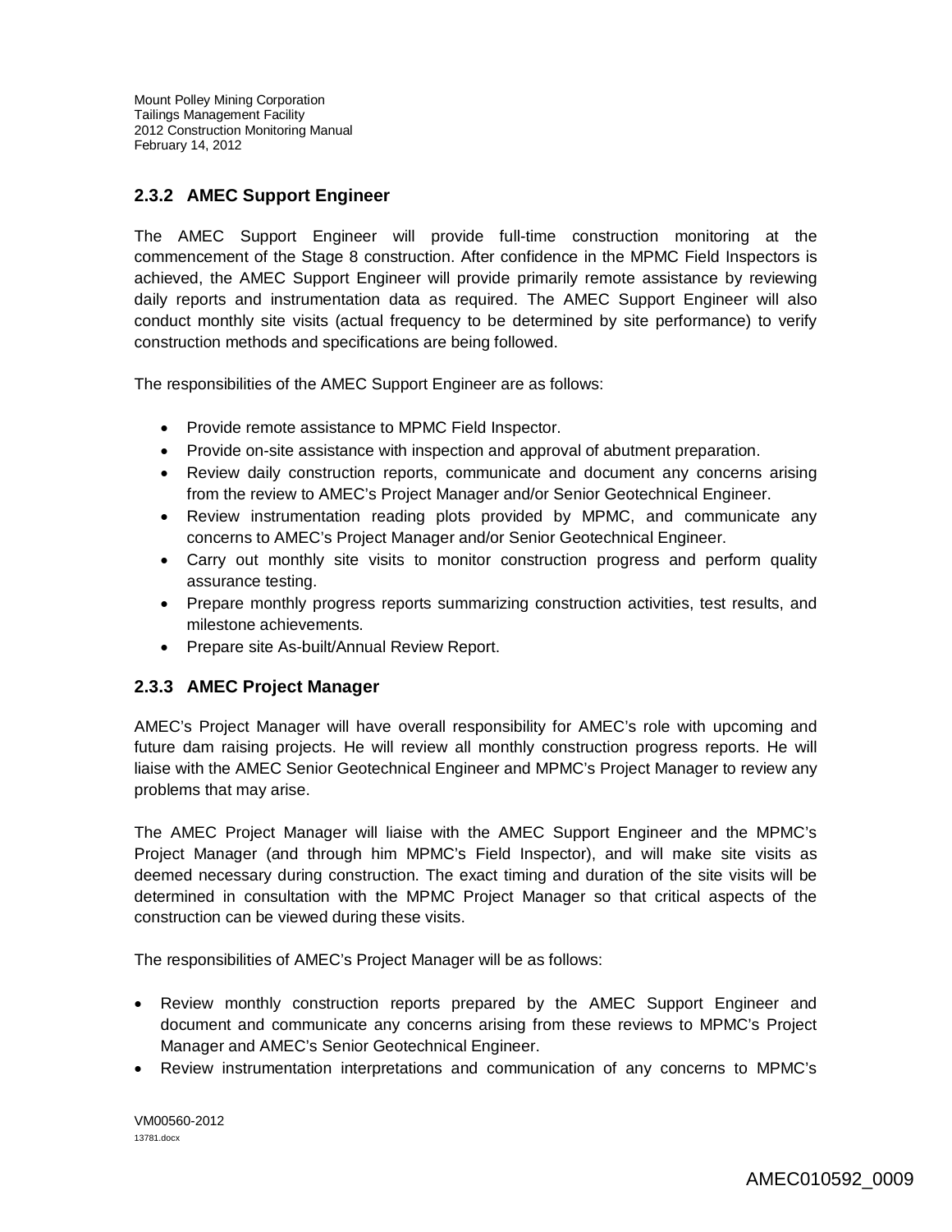### 2.3.2 AMEC Support Engineer

The AMEC Support Engineer will provide full-time construction monitoring at the commencement of the Stage 8 construction. After confidence in the MPMC Field Inspectors is achieved, the AMEC Support Engineer will provide primarily remote assistance by reviewing daily reports and instrumentation data as required. The AMEC Support Engineer will also conduct monthly site visits (actual frequency to be determined by site performance) to verify construction methods and specifications are being followed.

The responsibilities of the AMEC Support Engineer are as follows:

- Provide remote assistance to MPMC Field Inspector.
- Provide on-site assistance with inspection and approval of abutment preparation.
- Review daily construction reports, communicate and document any concerns arising from the review to AMEC's Project Manager and/or Senior Geotechnical Engineer.
- Review instrumentation reading plots provided by MPMC, and communicate any concerns to AMEC's Project Manager and/or Senior Geotechnical Engineer.
- Carry out monthly site visits to monitor construction progress and perform quality assurance testing.
- Prepare monthly progress reports summarizing construction activities, test results, and milestone achievements.
- Prepare site As-built/Annual Review Report.

### 2.3.3 AMEC Project Manager

AMEC's Project Manager will have overall responsibility for AMEC's role with upcoming and future dam raising projects. He will review all monthly construction progress reports. He will liaise with the AMEC Senior Geotechnical Engineer and MPMC's Project Manager to review any problems that may arise.

The AMEC Project Manager will liaise with the AMEC Support Engineer and the MPMC's Project Manager (and through him MPMC's Field Inspector), and will make site visits as deemed necessary during construction. The exact timing and duration of the site visits will be determined in consultation with the MPMC Project Manager so that critical aspects of the construction can be viewed during these visits.

The responsibilities of AMEC's Project Manager will be as follows:

- Review monthly construction reports prepared by the AMEC Support Engineer and document and communicate any concerns arising from these reviews to MPMC's Project Manager and AMEC's Senior Geotechnical Engineer.
- Review instrumentation interpretations and communication of any concerns to MPMC's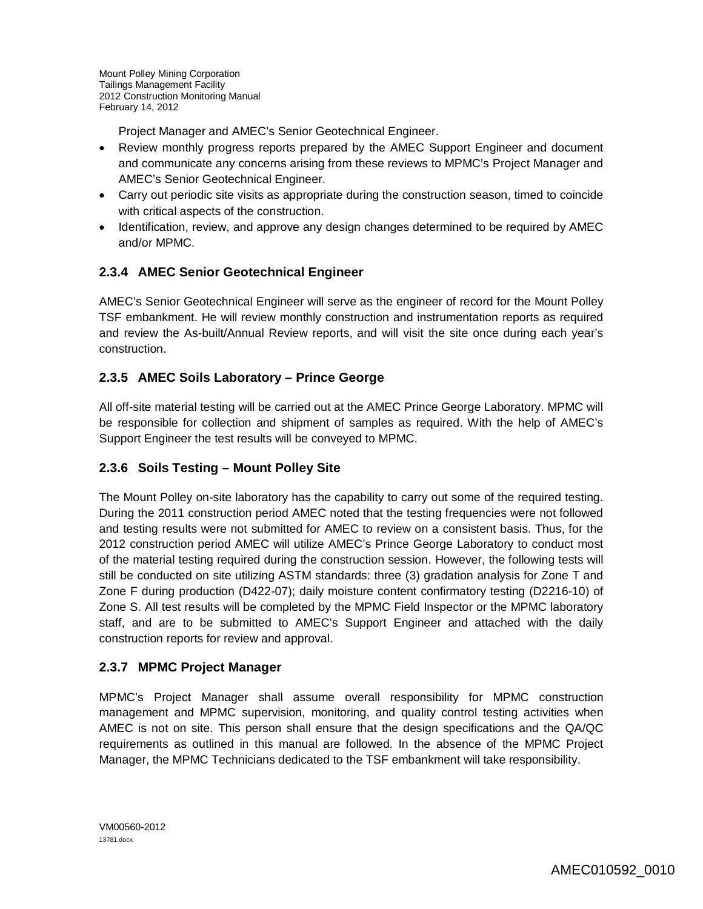Project Manager and AMEC's Senior Geotechnical Engineer.

- Review monthly progress reports prepared by the AMEC Support Engineer and document and communicate any concerns arising from these reviews to MPMC's Project Manager and AMEC's Senior Geotechnical Engineer.
- Carry out periodic site visits as appropriate during the construction season, timed to coincide with critical aspects of the construction.
- Identification, review, and approve any design changes determined to be required by AMEC and/or MPMC.

### 2.3.4 AMEC Senior Geotechnical Engineer

AMEC's Senior Geotechnical Engineer will serve as the engineer of record for the Mount Polley TSF embankment. He will review monthly construction and instrumentation reports as required and review the As-built/Annual Review reports, and will visit the site once during each year's construction.

### 2.3.5 AMEC Soils Laboratory – Prince George

All off-site material testing will be carried out at the AMEC Prince George Laboratory. MPMC will be responsible for collection and shipment of samples as required. With the help of AMEC's Support Engineer the test results will be conveyed to MPMC.

### 2.3.6 Soils Testing – Mount Polley Site

The Mount Polley on-site laboratory has the capability to carry out some of the required testing. During the 2011 construction period AMEC noted that the testing frequencies were not followed and testing results were not submitted for AMEC to review on a consistent basis. Thus, for the 2012 construction period AMEC will utilize AMEC's Prince George Laboratory to conduct most of the material testing required during the construction session. However, the following tests will still be conducted on site utilizing ASTM standards: three (3) gradation analysis for Zone T and Zone F during production (D422-07); daily moisture content confirmatory testing (D2216-10) of Zone S. All test results will be completed by the MPMC Field Inspector or the MPMC laboratory staff, and are to be submitted to AMEC's Support Engineer and attached with the daily construction reports for review and approval.

### 2.3.7 MPMC Project Manager

MPMC's Project Manager shall assume overall responsibility for MPMC construction management and MPMC supervision, monitoring, and quality control testing activities when AMEC is not on site. This person shall ensure that the design specifications and the QA/QC requirements as outlined in this manual are followed. In the absence of the MPMC Project Manager, the MPMC Technicians dedicated to the TSF embankment will take responsibility.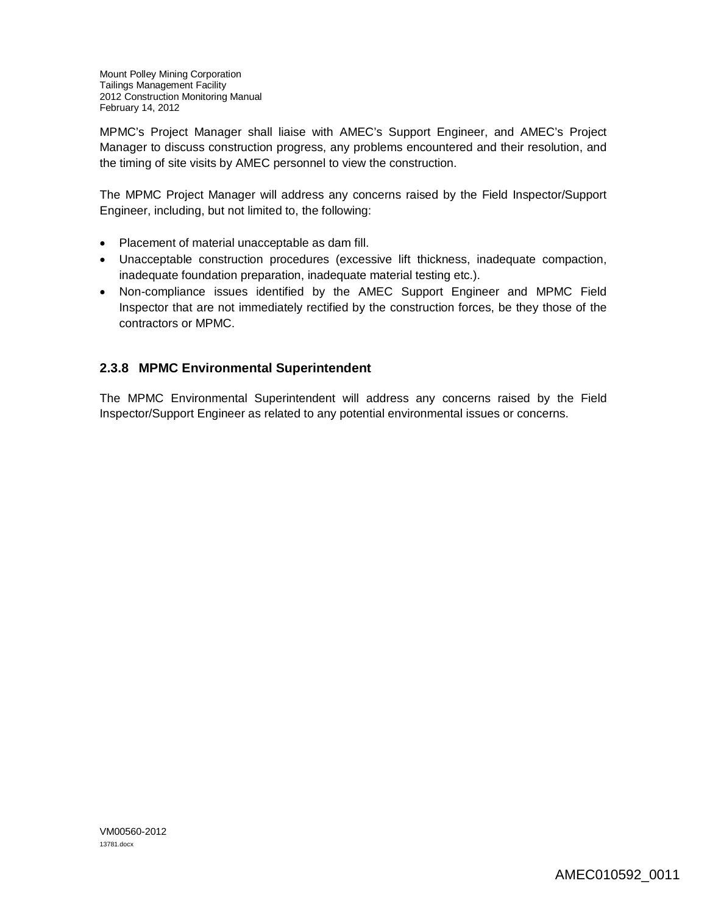MPMC's Project Manager shall liaise with AMEC's Support Engineer, and AMEC's Project Manager to discuss construction progress, any problems encountered and their resolution, and the timing of site visits by AMEC personnel to view the construction.

The MPMC Project Manager will address any concerns raised by the Field Inspector/Support Engineer, including, but not limited to, the following:

- Placement of material unacceptable as dam fill.
- Unacceptable construction procedures (excessive lift thickness, inadequate compaction, inadequate foundation preparation, inadequate material testing etc.).
- Non-compliance issues identified by the AMEC Support Engineer and MPMC Field Inspector that are not immediately rectified by the construction forces, be they those of the contractors or MPMC.

### 2.3.8 MPMC Environmental Superintendent

The MPMC Environmental Superintendent will address any concerns raised by the Field Inspector/Support Engineer as related to any potential environmental issues or concerns.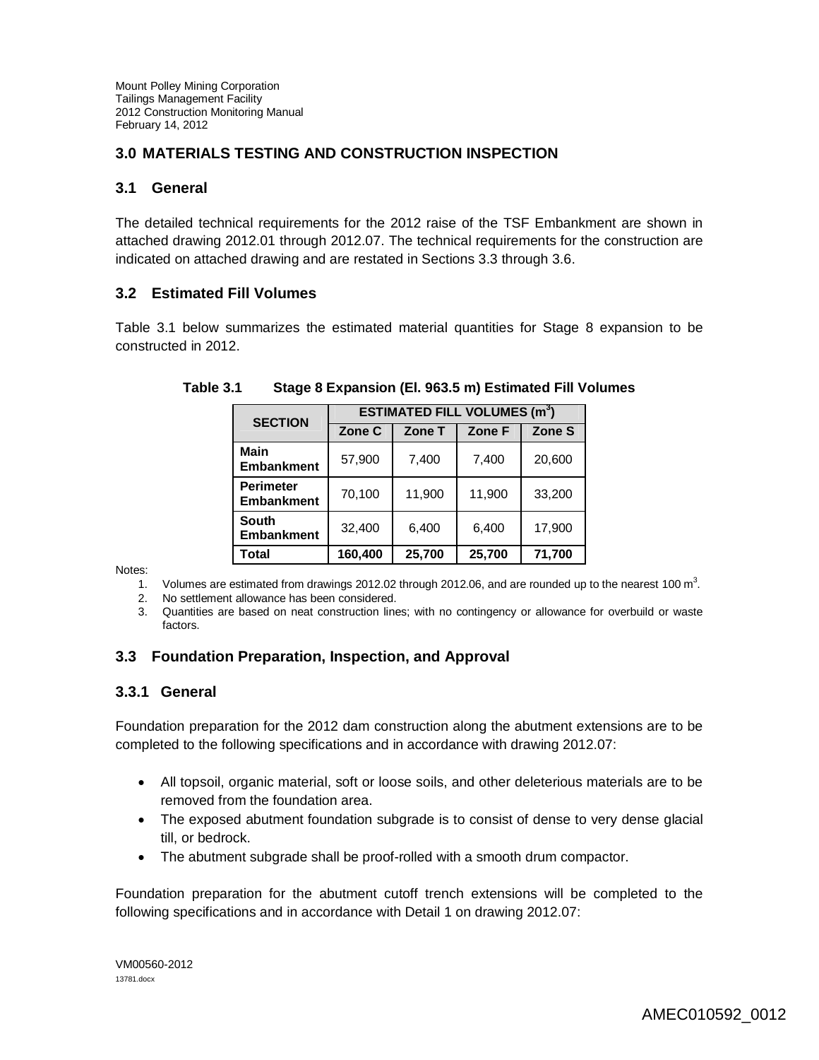## 3.0 MATERIALS TESTING AND CONSTRUCTION INSPECTION

### 3.1 General

The detailed technical requirements for the 2012 raise of the TSF Embankment are shown in attached drawing 2012.01 through 2012.07. The technical requirements for the construction are indicated on attached drawing and are restated in Sections 3.3 through 3.6.

### 3.2 Estimated Fill Volumes

Table 3.1 below summarizes the estimated material quantities for Stage 8 expansion to be constructed in 2012.

**Table 3.1 Stage 8 Expansion (El. 963.5 m) Estimated Fill Volumes**

| SECTION | ESTIMATED FILL VOLUMES ($m^3$) | | | |
|---|---|---|---|---|
| | Zone C | Zone T | Zone F | Zone S |
| Main Embankment | 57,900 | 7,400 | 7,400 | 20,600 |
| Perimeter Embankment | 70,100 | 11,900 | 11,900 | 33,200 |
| South Embankment | 32,400 | 6,400 | 6,400 | 17,900 |
| **Total** | **160,400** | **25,700** | **25,700** | **71,700** |

Notes:

1. Volumes are estimated from drawings 2012.02 through 2012.06, and are rounded up to the nearest 100 $m^3$.
2. No settlement allowance has been considered.
3. Quantities are based on neat construction lines; with no contingency or allowance for overbuild or waste factors.

### 3.3 Foundation Preparation, Inspection, and Approval

#### 3.3.1 General

Foundation preparation for the 2012 dam construction along the abutment extensions are to be completed to the following specifications and in accordance with drawing 2012.07:

- All topsoil, organic material, soft or loose soils, and other deleterious materials are to be removed from the foundation area.
- The exposed abutment foundation subgrade is to consist of dense to very dense glacial till, or bedrock.
- The abutment subgrade shall be proof-rolled with a smooth drum compactor.

Foundation preparation for the abutment cutoff trench extensions will be completed to the following specifications and in accordance with Detail 1 on drawing 2012.07: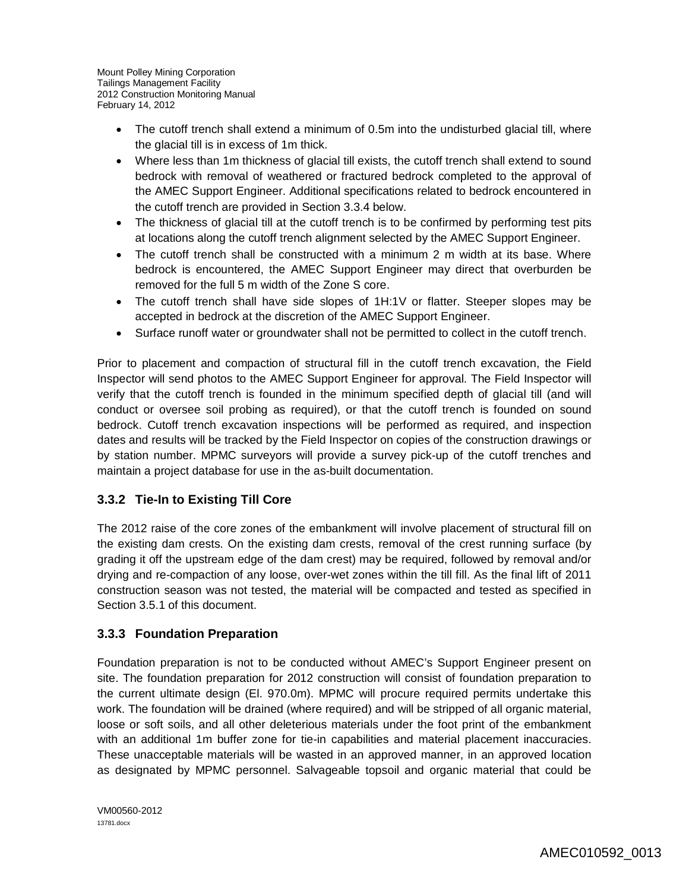- The cutoff trench shall extend a minimum of 0.5m into the undisturbed glacial till, where the glacial till is in excess of 1m thick.
- Where less than 1m thickness of glacial till exists, the cutoff trench shall extend to sound bedrock with removal of weathered or fractured bedrock completed to the approval of the AMEC Support Engineer. Additional specifications related to bedrock encountered in the cutoff trench are provided in Section 3.3.4 below.
- The thickness of glacial till at the cutoff trench is to be confirmed by performing test pits at locations along the cutoff trench alignment selected by the AMEC Support Engineer.
- The cutoff trench shall be constructed with a minimum 2 m width at its base. Where bedrock is encountered, the AMEC Support Engineer may direct that overburden be removed for the full 5 m width of the Zone S core.
- The cutoff trench shall have side slopes of 1H:1V or flatter. Steeper slopes may be accepted in bedrock at the discretion of the AMEC Support Engineer.
- Surface runoff water or groundwater shall not be permitted to collect in the cutoff trench.

Prior to placement and compaction of structural fill in the cutoff trench excavation, the Field Inspector will send photos to the AMEC Support Engineer for approval. The Field Inspector will verify that the cutoff trench is founded in the minimum specified depth of glacial till (and will conduct or oversee soil probing as required), or that the cutoff trench is founded on sound bedrock. Cutoff trench excavation inspections will be performed as required, and inspection dates and results will be tracked by the Field Inspector on copies of the construction drawings or by station number. MPMC surveyors will provide a survey pick-up of the cutoff trenches and maintain a project database for use in the as-built documentation.

### 3.3.2 Tie-In to Existing Till Core

The 2012 raise of the core zones of the embankment will involve placement of structural fill on the existing dam crests. On the existing dam crests, removal of the crest running surface (by grading it off the upstream edge of the dam crest) may be required, followed by removal and/or drying and re-compaction of any loose, over-wet zones within the till fill. As the final lift of 2011 construction season was not tested, the material will be compacted and tested as specified in Section 3.5.1 of this document.

### 3.3.3 Foundation Preparation

Foundation preparation is not to be conducted without AMEC's Support Engineer present on site. The foundation preparation for 2012 construction will consist of foundation preparation to the current ultimate design (El. 970.0m). MPMC will procure required permits undertake this work. The foundation will be drained (where required) and will be stripped of all organic material, loose or soft soils, and all other deleterious materials under the foot print of the embankment with an additional 1m buffer zone for tie-in capabilities and material placement inaccuracies. These unacceptable materials will be wasted in an approved manner, in an approved location as designated by MPMC personnel. Salvageable topsoil and organic material that could be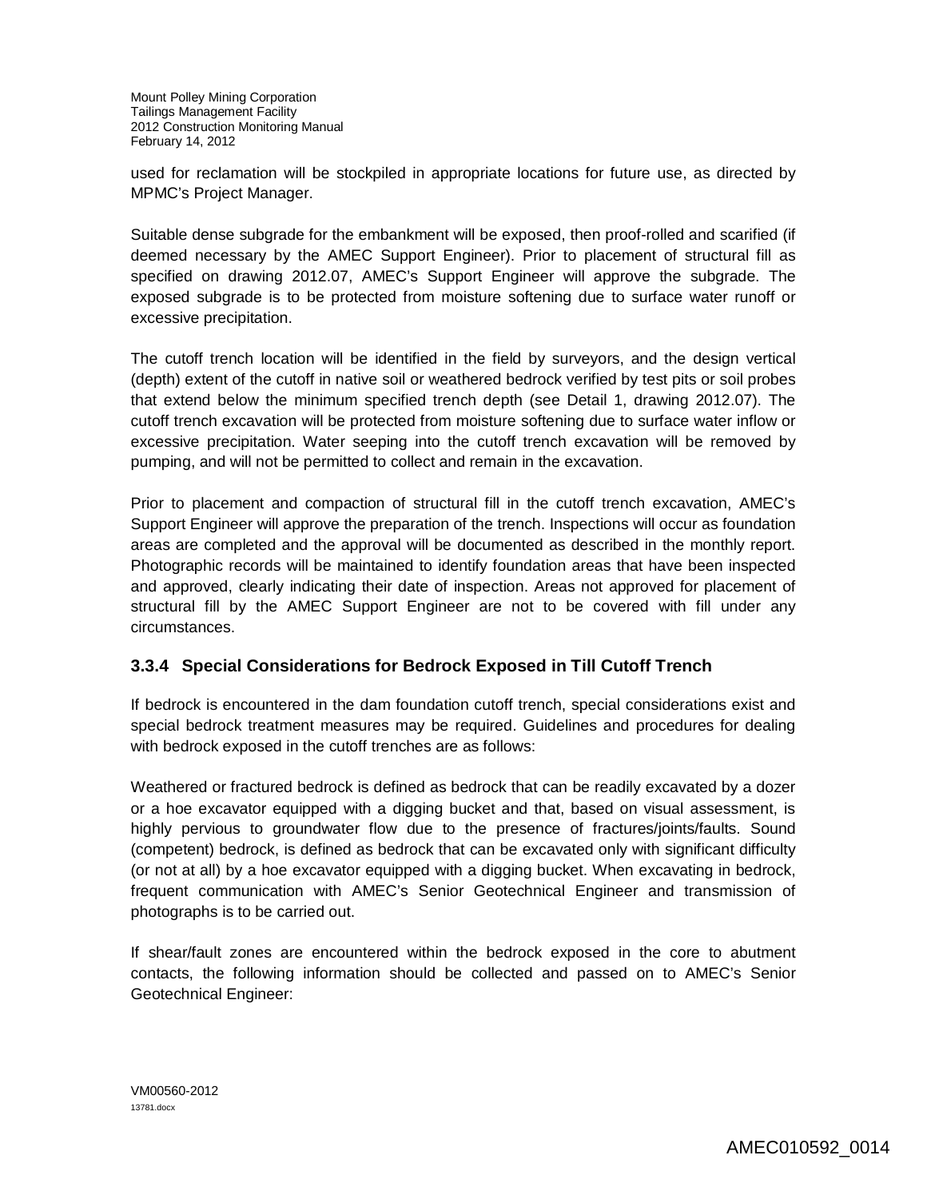used for reclamation will be stockpiled in appropriate locations for future use, as directed by MPMC's Project Manager.

Suitable dense subgrade for the embankment will be exposed, then proof-rolled and scarified (if deemed necessary by the AMEC Support Engineer). Prior to placement of structural fill as specified on drawing 2012.07, AMEC's Support Engineer will approve the subgrade. The exposed subgrade is to be protected from moisture softening due to surface water runoff or excessive precipitation.

The cutoff trench location will be identified in the field by surveyors, and the design vertical (depth) extent of the cutoff in native soil or weathered bedrock verified by test pits or soil probes that extend below the minimum specified trench depth (see Detail 1, drawing 2012.07). The cutoff trench excavation will be protected from moisture softening due to surface water inflow or excessive precipitation. Water seeping into the cutoff trench excavation will be removed by pumping, and will not be permitted to collect and remain in the excavation.

Prior to placement and compaction of structural fill in the cutoff trench excavation, AMEC's Support Engineer will approve the preparation of the trench. Inspections will occur as foundation areas are completed and the approval will be documented as described in the monthly report. Photographic records will be maintained to identify foundation areas that have been inspected and approved, clearly indicating their date of inspection. Areas not approved for placement of structural fill by the AMEC Support Engineer are not to be covered with fill under any circumstances.

### 3.3.4 Special Considerations for Bedrock Exposed in Till Cutoff Trench

If bedrock is encountered in the dam foundation cutoff trench, special considerations exist and special bedrock treatment measures may be required. Guidelines and procedures for dealing with bedrock exposed in the cutoff trenches are as follows:

Weathered or fractured bedrock is defined as bedrock that can be readily excavated by a dozer or a hoe excavator equipped with a digging bucket and that, based on visual assessment, is highly pervious to groundwater flow due to the presence of fractures/joints/faults. Sound (competent) bedrock, is defined as bedrock that can be excavated only with significant difficulty (or not at all) by a hoe excavator equipped with a digging bucket. When excavating in bedrock, frequent communication with AMEC's Senior Geotechnical Engineer and transmission of photographs is to be carried out.

If shear/fault zones are encountered within the bedrock exposed in the core to abutment contacts, the following information should be collected and passed on to AMEC's Senior Geotechnical Engineer: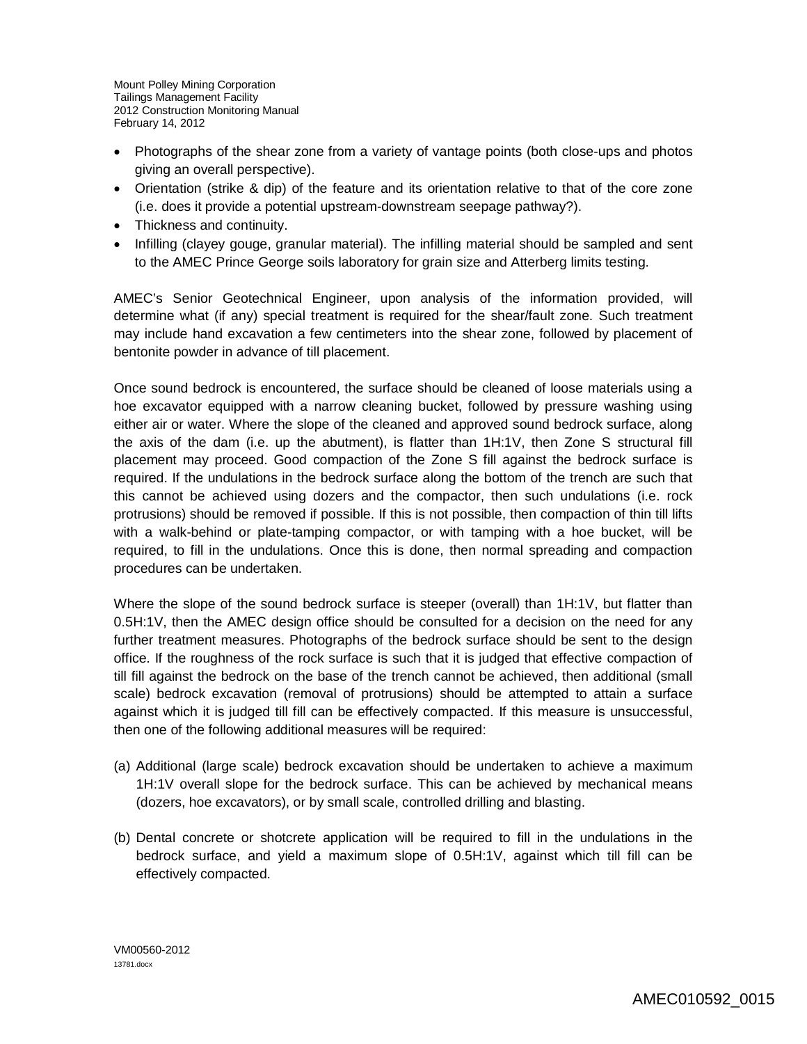- Photographs of the shear zone from a variety of vantage points (both close-ups and photos giving an overall perspective).
- Orientation (strike & dip) of the feature and its orientation relative to that of the core zone (i.e. does it provide a potential upstream-downstream seepage pathway?).
- Thickness and continuity.
- Infilling (clayey gouge, granular material). The infilling material should be sampled and sent to the AMEC Prince George soils laboratory for grain size and Atterberg limits testing.

AMEC's Senior Geotechnical Engineer, upon analysis of the information provided, will determine what (if any) special treatment is required for the shear/fault zone. Such treatment may include hand excavation a few centimeters into the shear zone, followed by placement of bentonite powder in advance of till placement.

Once sound bedrock is encountered, the surface should be cleaned of loose materials using a hoe excavator equipped with a narrow cleaning bucket, followed by pressure washing using either air or water. Where the slope of the cleaned and approved sound bedrock surface, along the axis of the dam (i.e. up the abutment), is flatter than 1H:1V, then Zone S structural fill placement may proceed. Good compaction of the Zone S fill against the bedrock surface is required. If the undulations in the bedrock surface along the bottom of the trench are such that this cannot be achieved using dozers and the compactor, then such undulations (i.e. rock protrusions) should be removed if possible. If this is not possible, then compaction of thin till lifts with a walk-behind or plate-tamping compactor, or with tamping with a hoe bucket, will be required, to fill in the undulations. Once this is done, then normal spreading and compaction procedures can be undertaken.

Where the slope of the sound bedrock surface is steeper (overall) than 1H:1V, but flatter than 0.5H:1V, then the AMEC design office should be consulted for a decision on the need for any further treatment measures. Photographs of the bedrock surface should be sent to the design office. If the roughness of the rock surface is such that it is judged that effective compaction of till fill against the bedrock on the base of the trench cannot be achieved, then additional (small scale) bedrock excavation (removal of protrusions) should be attempted to attain a surface against which it is judged till fill can be effectively compacted. If this measure is unsuccessful, then one of the following additional measures will be required:

(a) Additional (large scale) bedrock excavation should be undertaken to achieve a maximum 1H:1V overall slope for the bedrock surface. This can be achieved by mechanical means (dozers, hoe excavators), or by small scale, controlled drilling and blasting.

(b) Dental concrete or shotcrete application will be required to fill in the undulations in the bedrock surface, and yield a maximum slope of 0.5H:1V, against which till fill can be effectively compacted.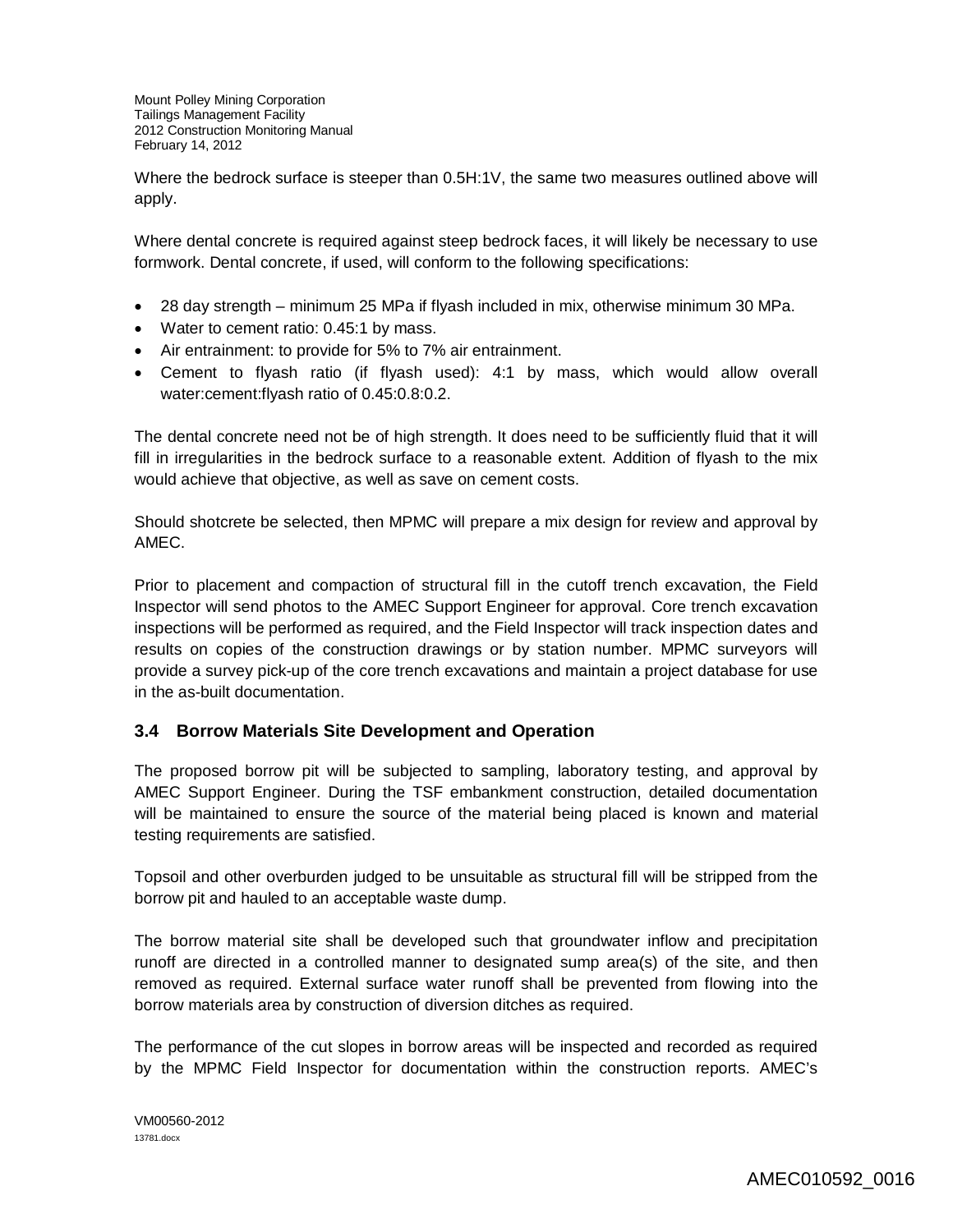Where the bedrock surface is steeper than 0.5H:1V, the same two measures outlined above will apply.

Where dental concrete is required against steep bedrock faces, it will likely be necessary to use formwork. Dental concrete, if used, will conform to the following specifications:

- 28 day strength – minimum 25 MPa if flyash included in mix, otherwise minimum 30 MPa.
- Water to cement ratio: 0.45:1 by mass.
- Air entrainment: to provide for 5% to 7% air entrainment.
- Cement to flyash ratio (if flyash used): 4:1 by mass, which would allow overall water:cement:flyash ratio of 0.45:0.8:0.2.

The dental concrete need not be of high strength. It does need to be sufficiently fluid that it will fill in irregularities in the bedrock surface to a reasonable extent. Addition of flyash to the mix would achieve that objective, as well as save on cement costs.

Should shotcrete be selected, then MPMC will prepare a mix design for review and approval by AMEC.

Prior to placement and compaction of structural fill in the cutoff trench excavation, the Field Inspector will send photos to the AMEC Support Engineer for approval. Core trench excavation inspections will be performed as required, and the Field Inspector will track inspection dates and results on copies of the construction drawings or by station number. MPMC surveyors will provide a survey pick-up of the core trench excavations and maintain a project database for use in the as-built documentation.

### 3.4 Borrow Materials Site Development and Operation

The proposed borrow pit will be subjected to sampling, laboratory testing, and approval by AMEC Support Engineer. During the TSF embankment construction, detailed documentation will be maintained to ensure the source of the material being placed is known and material testing requirements are satisfied.

Topsoil and other overburden judged to be unsuitable as structural fill will be stripped from the borrow pit and hauled to an acceptable waste dump.

The borrow material site shall be developed such that groundwater inflow and precipitation runoff are directed in a controlled manner to designated sump area(s) of the site, and then removed as required. External surface water runoff shall be prevented from flowing into the borrow materials area by construction of diversion ditches as required.

The performance of the cut slopes in borrow areas will be inspected and recorded as required by the MPMC Field Inspector for documentation within the construction reports. AMEC's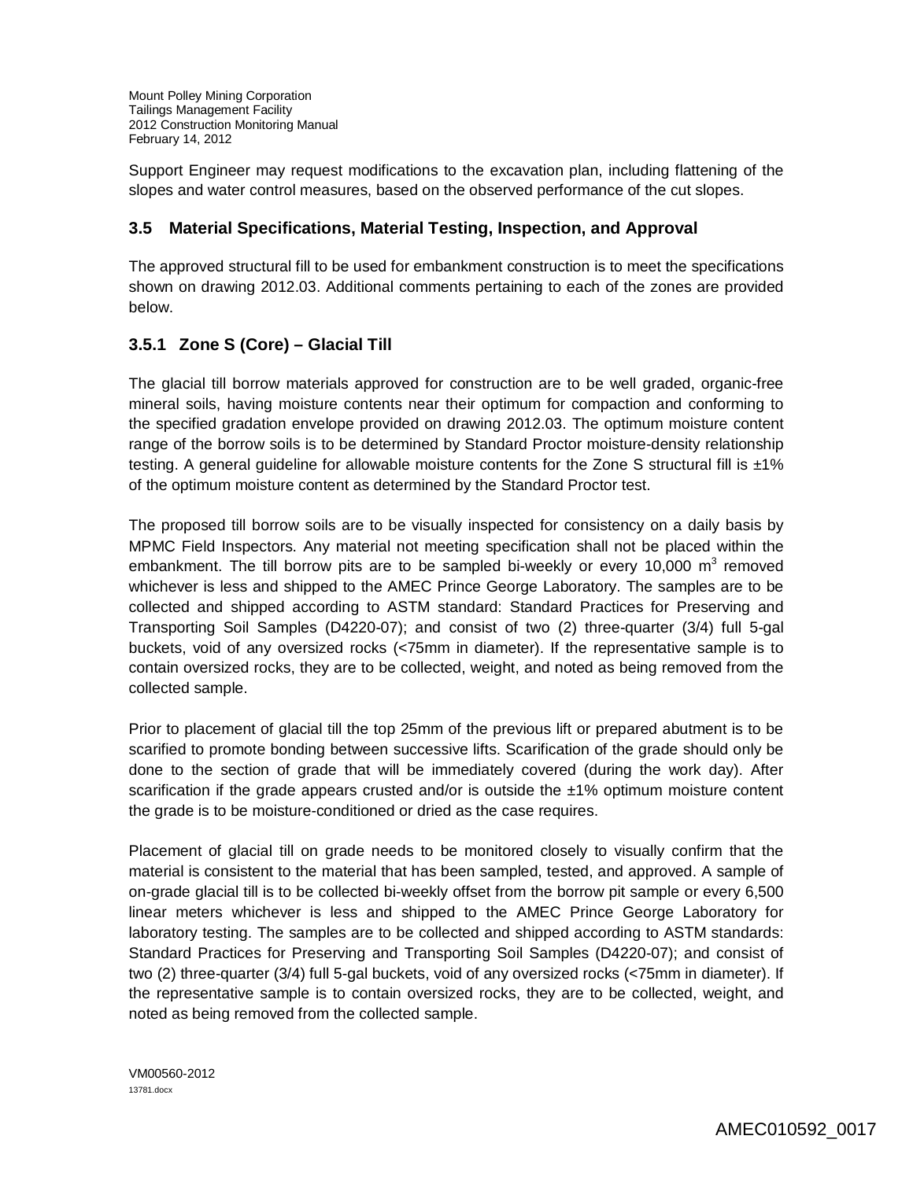Support Engineer may request modifications to the excavation plan, including flattening of the slopes and water control measures, based on the observed performance of the cut slopes.

### 3.5 Material Specifications, Material Testing, Inspection, and Approval

The approved structural fill to be used for embankment construction is to meet the specifications shown on drawing 2012.03. Additional comments pertaining to each of the zones are provided below.

### 3.5.1 Zone S (Core) – Glacial Till

The glacial till borrow materials approved for construction are to be well graded, organic-free mineral soils, having moisture contents near their optimum for compaction and conforming to the specified gradation envelope provided on drawing 2012.03. The optimum moisture content range of the borrow soils is to be determined by Standard Proctor moisture-density relationship testing. A general guideline for allowable moisture contents for the Zone S structural fill is ±1% of the optimum moisture content as determined by the Standard Proctor test.

The proposed till borrow soils are to be visually inspected for consistency on a daily basis by MPMC Field Inspectors. Any material not meeting specification shall not be placed within the embankment. The till borrow pits are to be sampled bi-weekly or every 10,000 $m^3$ removed whichever is less and shipped to the AMEC Prince George Laboratory. The samples are to be collected and shipped according to ASTM standard: Standard Practices for Preserving and Transporting Soil Samples (D4220-07); and consist of two (2) three-quarter (3/4) full 5-gal buckets, void of any oversized rocks (<75mm in diameter). If the representative sample is to contain oversized rocks, they are to be collected, weight, and noted as being removed from the collected sample.

Prior to placement of glacial till the top 25mm of the previous lift or prepared abutment is to be scarified to promote bonding between successive lifts. Scarification of the grade should only be done to the section of grade that will be immediately covered (during the work day). After scarification if the grade appears crusted and/or is outside the ±1% optimum moisture content the grade is to be moisture-conditioned or dried as the case requires.

Placement of glacial till on grade needs to be monitored closely to visually confirm that the material is consistent to the material that has been sampled, tested, and approved. A sample of on-grade glacial till is to be collected bi-weekly offset from the borrow pit sample or every 6,500 linear meters whichever is less and shipped to the AMEC Prince George Laboratory for laboratory testing. The samples are to be collected and shipped according to ASTM standards: Standard Practices for Preserving and Transporting Soil Samples (D4220-07); and consist of two (2) three-quarter (3/4) full 5-gal buckets, void of any oversized rocks (<75mm in diameter). If the representative sample is to contain oversized rocks, they are to be collected, weight, and noted as being removed from the collected sample.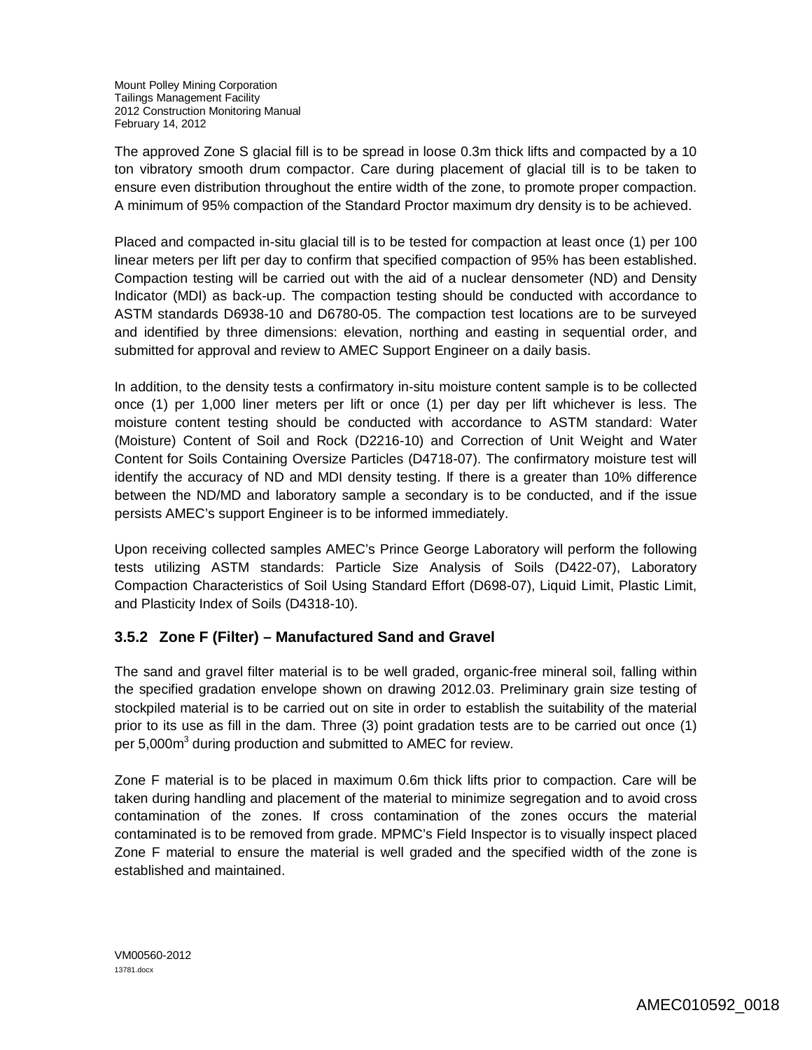The approved Zone S glacial fill is to be spread in loose 0.3m thick lifts and compacted by a 10 ton vibratory smooth drum compactor. Care during placement of glacial till is to be taken to ensure even distribution throughout the entire width of the zone, to promote proper compaction. A minimum of 95% compaction of the Standard Proctor maximum dry density is to be achieved.

Placed and compacted in-situ glacial till is to be tested for compaction at least once (1) per 100 linear meters per lift per day to confirm that specified compaction of 95% has been established. Compaction testing will be carried out with the aid of a nuclear densometer (ND) and Density Indicator (MDI) as back-up. The compaction testing should be conducted with accordance to ASTM standards D6938-10 and D6780-05. The compaction test locations are to be surveyed and identified by three dimensions: elevation, northing and easting in sequential order, and submitted for approval and review to AMEC Support Engineer on a daily basis.

In addition, to the density tests a confirmatory in-situ moisture content sample is to be collected once (1) per 1,000 liner meters per lift or once (1) per day per lift whichever is less. The moisture content testing should be conducted with accordance to ASTM standard: Water (Moisture) Content of Soil and Rock (D2216-10) and Correction of Unit Weight and Water Content for Soils Containing Oversize Particles (D4718-07). The confirmatory moisture test will identify the accuracy of ND and MDI density testing. If there is a greater than 10% difference between the ND/MD and laboratory sample a secondary is to be conducted, and if the issue persists AMEC's support Engineer is to be informed immediately.

Upon receiving collected samples AMEC's Prince George Laboratory will perform the following tests utilizing ASTM standards: Particle Size Analysis of Soils (D422-07), Laboratory Compaction Characteristics of Soil Using Standard Effort (D698-07), Liquid Limit, Plastic Limit, and Plasticity Index of Soils (D4318-10).

### 3.5.2 Zone F (Filter) – Manufactured Sand and Gravel

The sand and gravel filter material is to be well graded, organic-free mineral soil, falling within the specified gradation envelope shown on drawing 2012.03. Preliminary grain size testing of stockpiled material is to be carried out on site in order to establish the suitability of the material prior to its use as fill in the dam. Three (3) point gradation tests are to be carried out once (1) per 5,000m$^3$ during production and submitted to AMEC for review.

Zone F material is to be placed in maximum 0.6m thick lifts prior to compaction. Care will be taken during handling and placement of the material to minimize segregation and to avoid cross contamination of the zones. If cross contamination of the zones occurs the material contaminated is to be removed from grade. MPMC's Field Inspector is to visually inspect placed Zone F material to ensure the material is well graded and the specified width of the zone is established and maintained.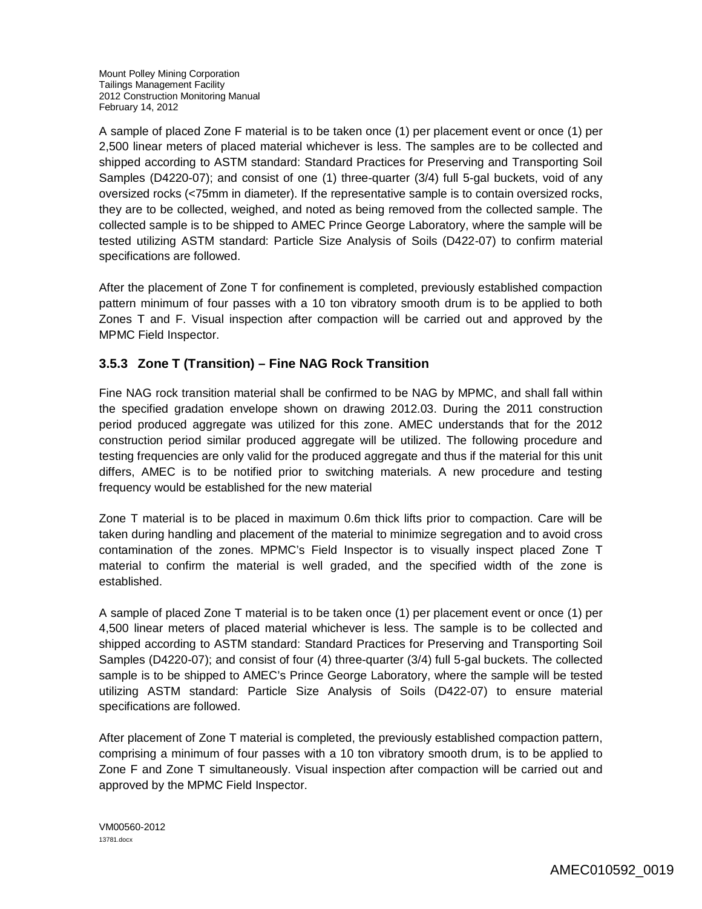A sample of placed Zone F material is to be taken once (1) per placement event or once (1) per 2,500 linear meters of placed material whichever is less. The samples are to be collected and shipped according to ASTM standard: Standard Practices for Preserving and Transporting Soil Samples (D4220-07); and consist of one (1) three-quarter (3/4) full 5-gal buckets, void of any oversized rocks (<75mm in diameter). If the representative sample is to contain oversized rocks, they are to be collected, weighed, and noted as being removed from the collected sample. The collected sample is to be shipped to AMEC Prince George Laboratory, where the sample will be tested utilizing ASTM standard: Particle Size Analysis of Soils (D422-07) to confirm material specifications are followed.

After the placement of Zone T for confinement is completed, previously established compaction pattern minimum of four passes with a 10 ton vibratory smooth drum is to be applied to both Zones T and F. Visual inspection after compaction will be carried out and approved by the MPMC Field Inspector.

### 3.5.3 Zone T (Transition) – Fine NAG Rock Transition

Fine NAG rock transition material shall be confirmed to be NAG by MPMC, and shall fall within the specified gradation envelope shown on drawing 2012.03. During the 2011 construction period produced aggregate was utilized for this zone. AMEC understands that for the 2012 construction period similar produced aggregate will be utilized. The following procedure and testing frequencies are only valid for the produced aggregate and thus if the material for this unit differs, AMEC is to be notified prior to switching materials. A new procedure and testing frequency would be established for the new material

Zone T material is to be placed in maximum 0.6m thick lifts prior to compaction. Care will be taken during handling and placement of the material to minimize segregation and to avoid cross contamination of the zones. MPMC's Field Inspector is to visually inspect placed Zone T material to confirm the material is well graded, and the specified width of the zone is established.

A sample of placed Zone T material is to be taken once (1) per placement event or once (1) per 4,500 linear meters of placed material whichever is less. The sample is to be collected and shipped according to ASTM standard: Standard Practices for Preserving and Transporting Soil Samples (D4220-07); and consist of four (4) three-quarter (3/4) full 5-gal buckets. The collected sample is to be shipped to AMEC's Prince George Laboratory, where the sample will be tested utilizing ASTM standard: Particle Size Analysis of Soils (D422-07) to ensure material specifications are followed.

After placement of Zone T material is completed, the previously established compaction pattern, comprising a minimum of four passes with a 10 ton vibratory smooth drum, is to be applied to Zone F and Zone T simultaneously. Visual inspection after compaction will be carried out and approved by the MPMC Field Inspector.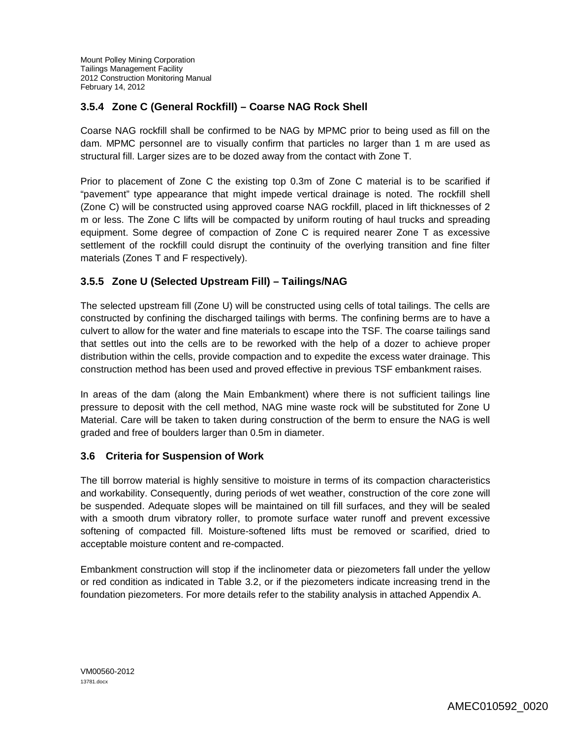### 3.5.4 Zone C (General Rockfill) – Coarse NAG Rock Shell

Coarse NAG rockfill shall be confirmed to be NAG by MPMC prior to being used as fill on the dam. MPMC personnel are to visually confirm that particles no larger than 1 m are used as structural fill. Larger sizes are to be dozed away from the contact with Zone T.

Prior to placement of Zone C the existing top 0.3m of Zone C material is to be scarified if "pavement" type appearance that might impede vertical drainage is noted. The rockfill shell (Zone C) will be constructed using approved coarse NAG rockfill, placed in lift thicknesses of 2 m or less. The Zone C lifts will be compacted by uniform routing of haul trucks and spreading equipment. Some degree of compaction of Zone C is required nearer Zone T as excessive settlement of the rockfill could disrupt the continuity of the overlying transition and fine filter materials (Zones T and F respectively).

### 3.5.5 Zone U (Selected Upstream Fill) – Tailings/NAG

The selected upstream fill (Zone U) will be constructed using cells of total tailings. The cells are constructed by confining the discharged tailings with berms. The confining berms are to have a culvert to allow for the water and fine materials to escape into the TSF. The coarse tailings sand that settles out into the cells are to be reworked with the help of a dozer to achieve proper distribution within the cells, provide compaction and to expedite the excess water drainage. This construction method has been used and proved effective in previous TSF embankment raises.

In areas of the dam (along the Main Embankment) where there is not sufficient tailings line pressure to deposit with the cell method, NAG mine waste rock will be substituted for Zone U Material. Care will be taken to taken during construction of the berm to ensure the NAG is well graded and free of boulders larger than 0.5m in diameter.

## 3.6 Criteria for Suspension of Work

The till borrow material is highly sensitive to moisture in terms of its compaction characteristics and workability. Consequently, during periods of wet weather, construction of the core zone will be suspended. Adequate slopes will be maintained on till fill surfaces, and they will be sealed with a smooth drum vibratory roller, to promote surface water runoff and prevent excessive softening of compacted fill. Moisture-softened lifts must be removed or scarified, dried to acceptable moisture content and re-compacted.

Embankment construction will stop if the inclinometer data or piezometers fall under the yellow or red condition as indicated in Table 3.2, or if the piezometers indicate increasing trend in the foundation piezometers. For more details refer to the stability analysis in attached Appendix A.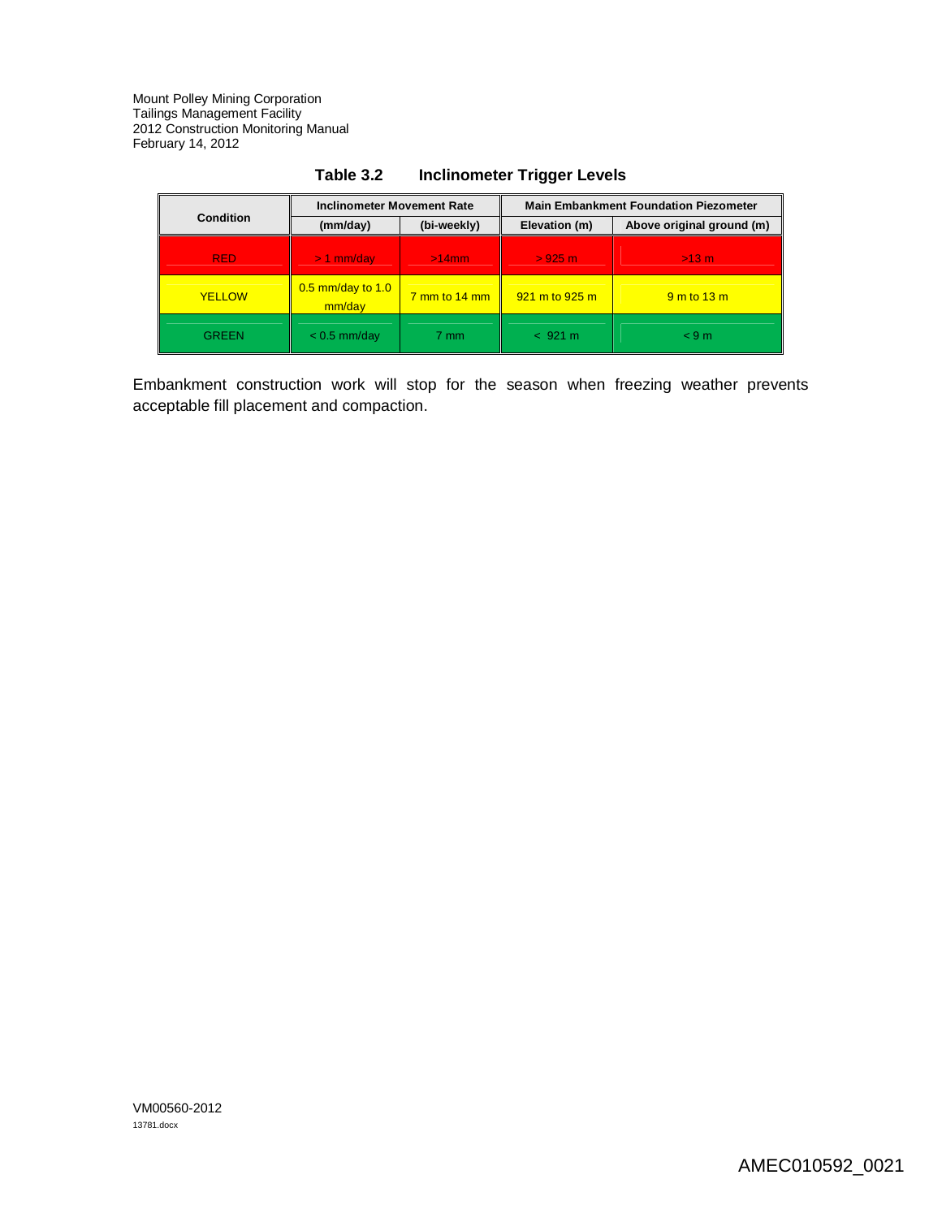**Table 3.2 Inclinometer Trigger Levels**

| Condition | Inclinometer Movement Rate | | Main Embankment Foundation Piezometer | |
|---|---|---|---|---|
| | (mm/day) | (bi-weekly) | Elevation (m) | Above original ground (m) |
| RED | > 1 mm/day | >14mm | > 925 m | >13 m |
| YELLOW | 0.5 mm/day to 1.0 mm/day | 7 mm to 14 mm | 921 m to 925 m | 9 m to 13 m |
| GREEN | < 0.5 mm/day | 7 mm | < 921 m | < 9 m |

Embankment construction work will stop for the season when freezing weather prevents acceptable fill placement and compaction.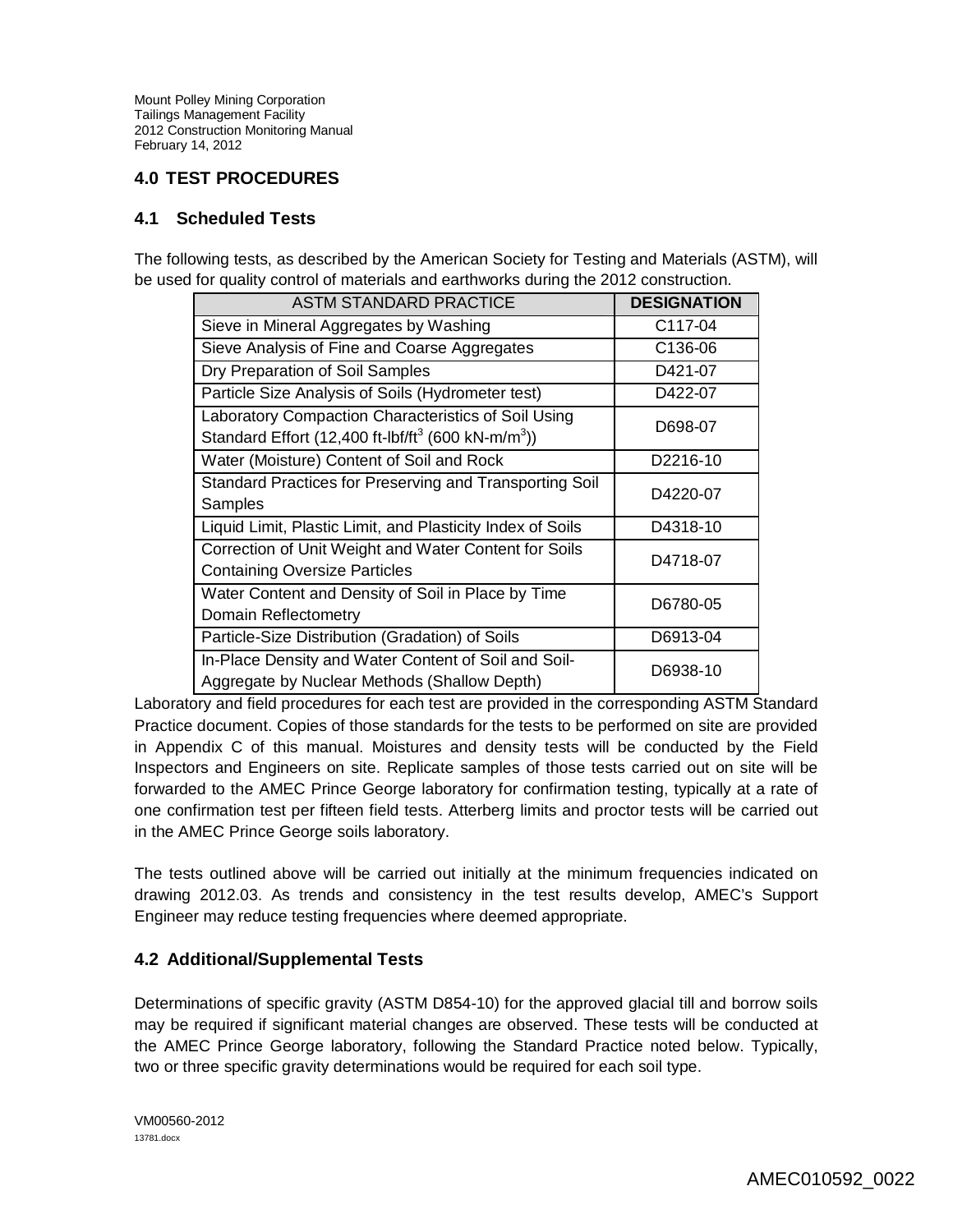## 4.0 TEST PROCEDURES

### 4.1 Scheduled Tests

The following tests, as described by the American Society for Testing and Materials (ASTM), will be used for quality control of materials and earthworks during the 2012 construction.

| ASTM STANDARD PRACTICE | DESIGNATION |
| --- | --- |
| Sieve in Mineral Aggregates by Washing | C117-04 |
| Sieve Analysis of Fine and Coarse Aggregates | C136-06 |
| Dry Preparation of Soil Samples | D421-07 |
| Particle Size Analysis of Soils (Hydrometer test) | D422-07 |
| Laboratory Compaction Characteristics of Soil Using Standard Effort (12,400 ft-lbf/ft$^3$ (600 kN-m/m$^3$)) | D698-07 |
| Water (Moisture) Content of Soil and Rock | D2216-10 |
| Standard Practices for Preserving and Transporting Soil Samples | D4220-07 |
| Liquid Limit, Plastic Limit, and Plasticity Index of Soils | D4318-10 |
| Correction of Unit Weight and Water Content for Soils Containing Oversize Particles | D4718-07 |
| Water Content and Density of Soil in Place by Time Domain Reflectometry | D6780-05 |
| Particle-Size Distribution (Gradation) of Soils | D6913-04 |
| In-Place Density and Water Content of Soil and Soil-Aggregate by Nuclear Methods (Shallow Depth) | D6938-10 |

Laboratory and field procedures for each test are provided in the corresponding ASTM Standard Practice document. Copies of those standards for the tests to be performed on site are provided in Appendix C of this manual. Moistures and density tests will be conducted by the Field Inspectors and Engineers on site. Replicate samples of those tests carried out on site will be forwarded to the AMEC Prince George laboratory for confirmation testing, typically at a rate of one confirmation test per fifteen field tests. Atterberg limits and proctor tests will be carried out in the AMEC Prince George soils laboratory.

The tests outlined above will be carried out initially at the minimum frequencies indicated on drawing 2012.03. As trends and consistency in the test results develop, AMEC's Support Engineer may reduce testing frequencies where deemed appropriate.

### 4.2 Additional/Supplemental Tests

Determinations of specific gravity (ASTM D854-10) for the approved glacial till and borrow soils may be required if significant material changes are observed. These tests will be conducted at the AMEC Prince George laboratory, following the Standard Practice noted below. Typically, two or three specific gravity determinations would be required for each soil type.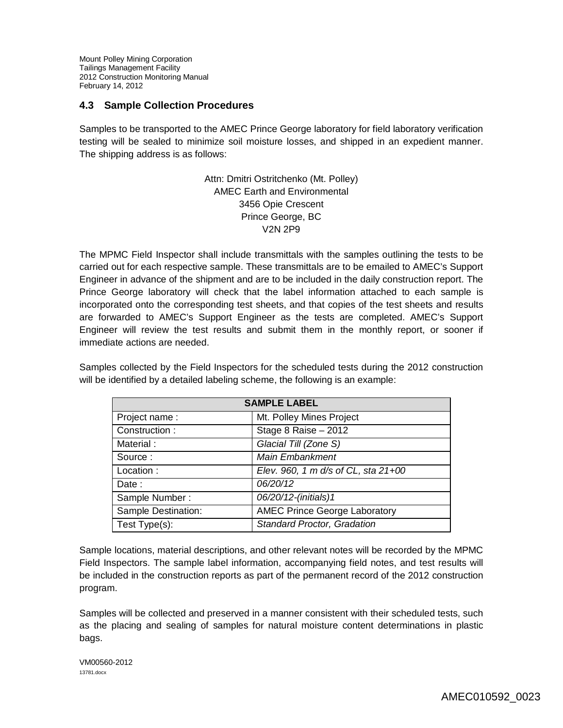## 4.3 Sample Collection Procedures

Samples to be transported to the AMEC Prince George laboratory for field laboratory verification testing will be sealed to minimize soil moisture losses, and shipped in an expedient manner. The shipping address is as follows:

Attn: Dmitri Ostritchenko (Mt. Polley)
AMEC Earth and Environmental
3456 Opie Crescent
Prince George, BC
V2N 2P9

The MPMC Field Inspector shall include transmittals with the samples outlining the tests to be carried out for each respective sample. These transmittals are to be emailed to AMEC's Support Engineer in advance of the shipment and are to be included in the daily construction report. The Prince George laboratory will check that the label information attached to each sample is incorporated onto the corresponding test sheets, and that copies of the test sheets and results are forwarded to AMEC's Support Engineer as the tests are completed. AMEC's Support Engineer will review the test results and submit them in the monthly report, or sooner if immediate actions are needed.

Samples collected by the Field Inspectors for the scheduled tests during the 2012 construction will be identified by a detailed labeling scheme, the following is an example:

| SAMPLE LABEL | |
|---|---|
| Project name : | Mt. Polley Mines Project |
| Construction : | Stage 8 Raise – 2012 |
| Material : | *Glacial Till (Zone S)* |
| Source : | *Main Embankment* |
| Location : | *Elev. 960, 1 m d/s of CL, sta 21+00* |
| Date : | *06/20/12* |
| Sample Number : | *06/20/12-(initials)1* |
| Sample Destination: | AMEC Prince George Laboratory |
| Test Type(s): | *Standard Proctor, Gradation* |

Sample locations, material descriptions, and other relevant notes will be recorded by the MPMC Field Inspectors. The sample label information, accompanying field notes, and test results will be included in the construction reports as part of the permanent record of the 2012 construction program.

Samples will be collected and preserved in a manner consistent with their scheduled tests, such as the placing and sealing of samples for natural moisture content determinations in plastic bags.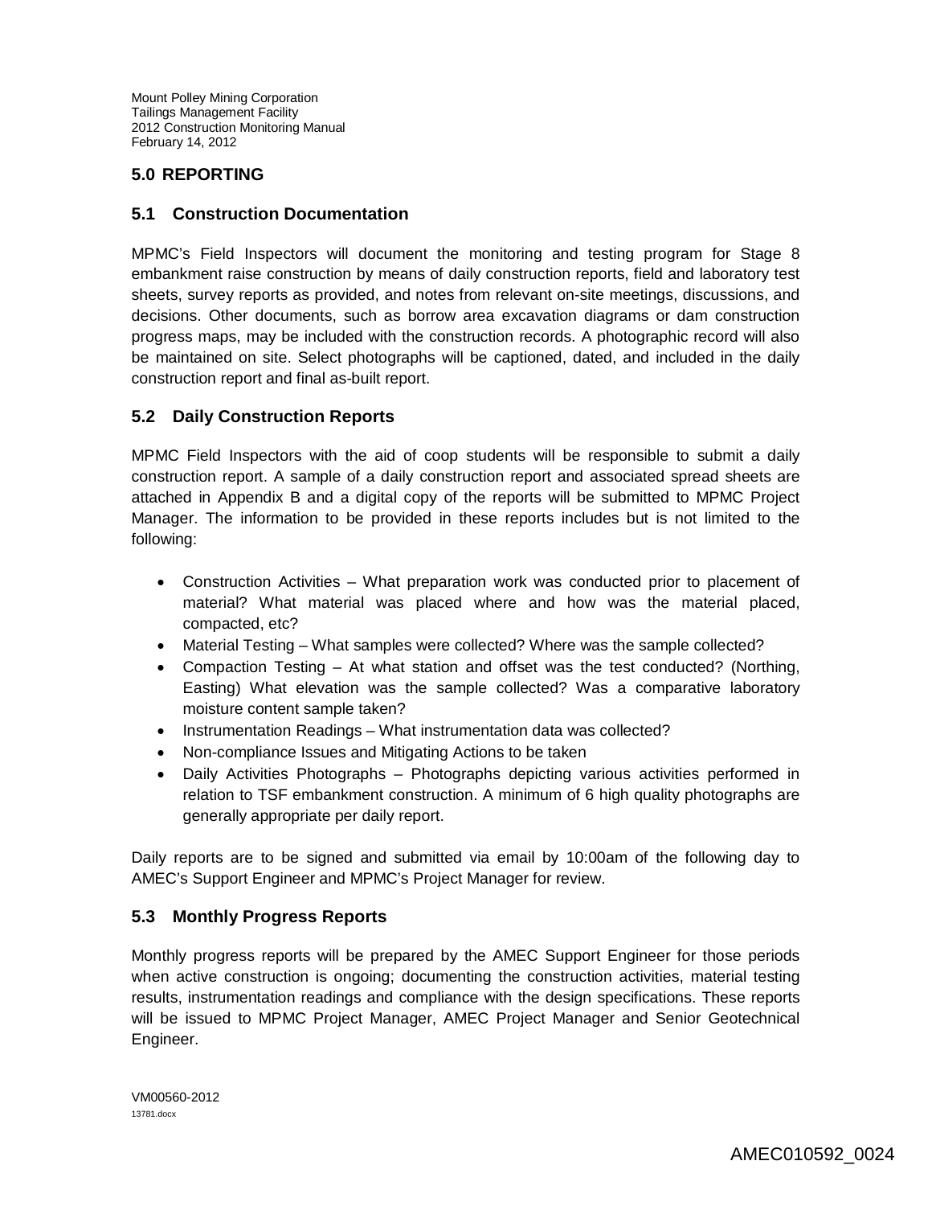## 5.0 REPORTING

### 5.1 Construction Documentation

MPMC's Field Inspectors will document the monitoring and testing program for Stage 8 embankment raise construction by means of daily construction reports, field and laboratory test sheets, survey reports as provided, and notes from relevant on-site meetings, discussions, and decisions. Other documents, such as borrow area excavation diagrams or dam construction progress maps, may be included with the construction records. A photographic record will also be maintained on site. Select photographs will be captioned, dated, and included in the daily construction report and final as-built report.

### 5.2 Daily Construction Reports

MPMC Field Inspectors with the aid of coop students will be responsible to submit a daily construction report. A sample of a daily construction report and associated spread sheets are attached in Appendix B and a digital copy of the reports will be submitted to MPMC Project Manager. The information to be provided in these reports includes but is not limited to the following:

- Construction Activities – What preparation work was conducted prior to placement of material? What material was placed where and how was the material placed, compacted, etc?
- Material Testing – What samples were collected? Where was the sample collected?
- Compaction Testing – At what station and offset was the test conducted? (Northing, Easting) What elevation was the sample collected? Was a comparative laboratory moisture content sample taken?
- Instrumentation Readings – What instrumentation data was collected?
- Non-compliance Issues and Mitigating Actions to be taken
- Daily Activities Photographs – Photographs depicting various activities performed in relation to TSF embankment construction. A minimum of 6 high quality photographs are generally appropriate per daily report.

Daily reports are to be signed and submitted via email by 10:00am of the following day to AMEC's Support Engineer and MPMC's Project Manager for review.

### 5.3 Monthly Progress Reports

Monthly progress reports will be prepared by the AMEC Support Engineer for those periods when active construction is ongoing; documenting the construction activities, material testing results, instrumentation readings and compliance with the design specifications. These reports will be issued to MPMC Project Manager, AMEC Project Manager and Senior Geotechnical Engineer.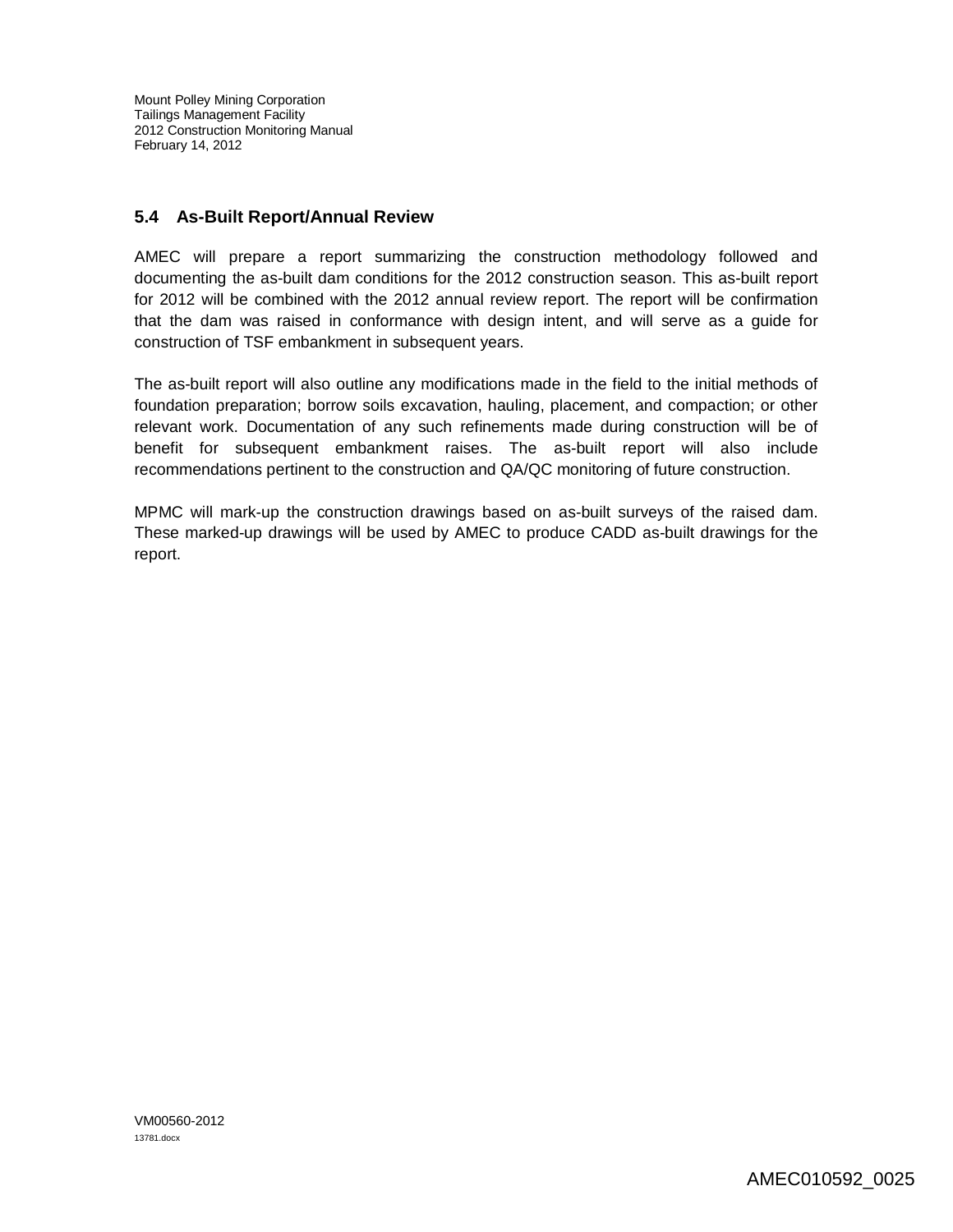## 5.4 As-Built Report/Annual Review

AMEC will prepare a report summarizing the construction methodology followed and documenting the as-built dam conditions for the 2012 construction season. This as-built report for 2012 will be combined with the 2012 annual review report. The report will be confirmation that the dam was raised in conformance with design intent, and will serve as a guide for construction of TSF embankment in subsequent years.

The as-built report will also outline any modifications made in the field to the initial methods of foundation preparation; borrow soils excavation, hauling, placement, and compaction; or other relevant work. Documentation of any such refinements made during construction will be of benefit for subsequent embankment raises. The as-built report will also include recommendations pertinent to the construction and QA/QC monitoring of future construction.

MPMC will mark-up the construction drawings based on as-built surveys of the raised dam. These marked-up drawings will be used by AMEC to produce CADD as-built drawings for the report.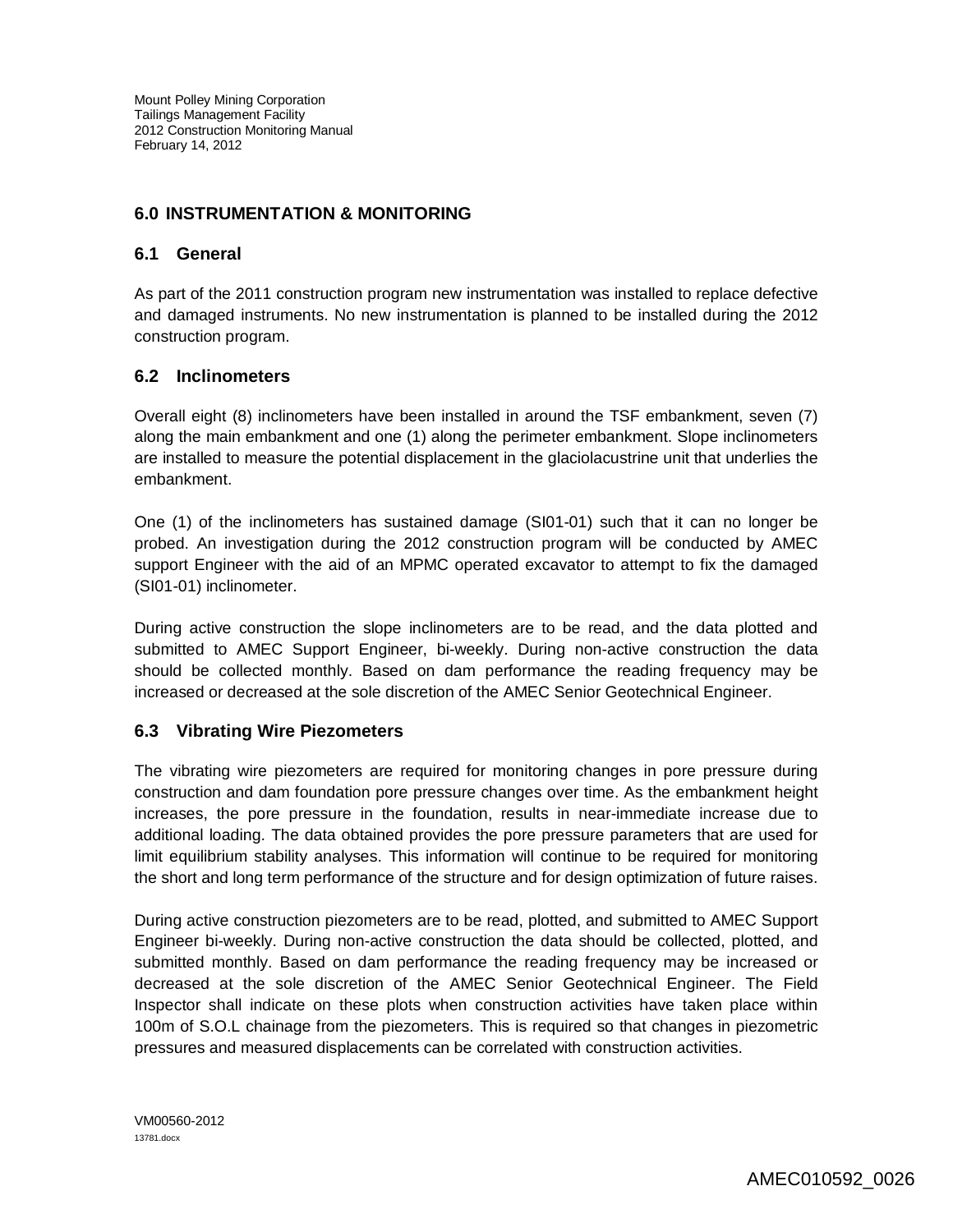## 6.0 INSTRUMENTATION & MONITORING

### 6.1 General

As part of the 2011 construction program new instrumentation was installed to replace defective and damaged instruments. No new instrumentation is planned to be installed during the 2012 construction program.

### 6.2 Inclinometers

Overall eight (8) inclinometers have been installed in around the TSF embankment, seven (7) along the main embankment and one (1) along the perimeter embankment. Slope inclinometers are installed to measure the potential displacement in the glaciolacustrine unit that underlies the embankment.

One (1) of the inclinometers has sustained damage (SI01-01) such that it can no longer be probed. An investigation during the 2012 construction program will be conducted by AMEC support Engineer with the aid of an MPMC operated excavator to attempt to fix the damaged (SI01-01) inclinometer.

During active construction the slope inclinometers are to be read, and the data plotted and submitted to AMEC Support Engineer, bi-weekly. During non-active construction the data should be collected monthly. Based on dam performance the reading frequency may be increased or decreased at the sole discretion of the AMEC Senior Geotechnical Engineer.

### 6.3 Vibrating Wire Piezometers

The vibrating wire piezometers are required for monitoring changes in pore pressure during construction and dam foundation pore pressure changes over time. As the embankment height increases, the pore pressure in the foundation, results in near-immediate increase due to additional loading. The data obtained provides the pore pressure parameters that are used for limit equilibrium stability analyses. This information will continue to be required for monitoring the short and long term performance of the structure and for design optimization of future raises.

During active construction piezometers are to be read, plotted, and submitted to AMEC Support Engineer bi-weekly. During non-active construction the data should be collected, plotted, and submitted monthly. Based on dam performance the reading frequency may be increased or decreased at the sole discretion of the AMEC Senior Geotechnical Engineer. The Field Inspector shall indicate on these plots when construction activities have taken place within 100m of S.O.L chainage from the piezometers. This is required so that changes in piezometric pressures and measured displacements can be correlated with construction activities.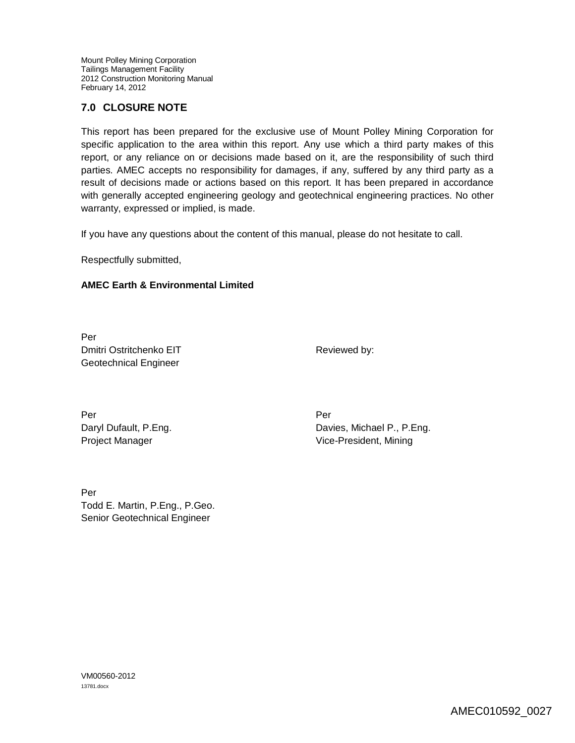## 7.0 CLOSURE NOTE

This report has been prepared for the exclusive use of Mount Polley Mining Corporation for specific application to the area within this report. Any use which a third party makes of this report, or any reliance on or decisions made based on it, are the responsibility of such third parties. AMEC accepts no responsibility for damages, if any, suffered by any third party as a result of decisions made or actions based on this report. It has been prepared in accordance with generally accepted engineering geology and geotechnical engineering practices. No other warranty, expressed or implied, is made.

If you have any questions about the content of this manual, please do not hesitate to call.

Respectfully submitted,

**AMEC Earth & Environmental Limited**

Per
Dmitri Ostritchenko EIT
Geotechnical Engineer

Reviewed by:

Per
Daryl Dufault, P.Eng.
Project Manager

Per
Davies, Michael P., P.Eng.
Vice-President, Mining

Per
Todd E. Martin, P.Eng., P.Geo.
Senior Geotechnical Engineer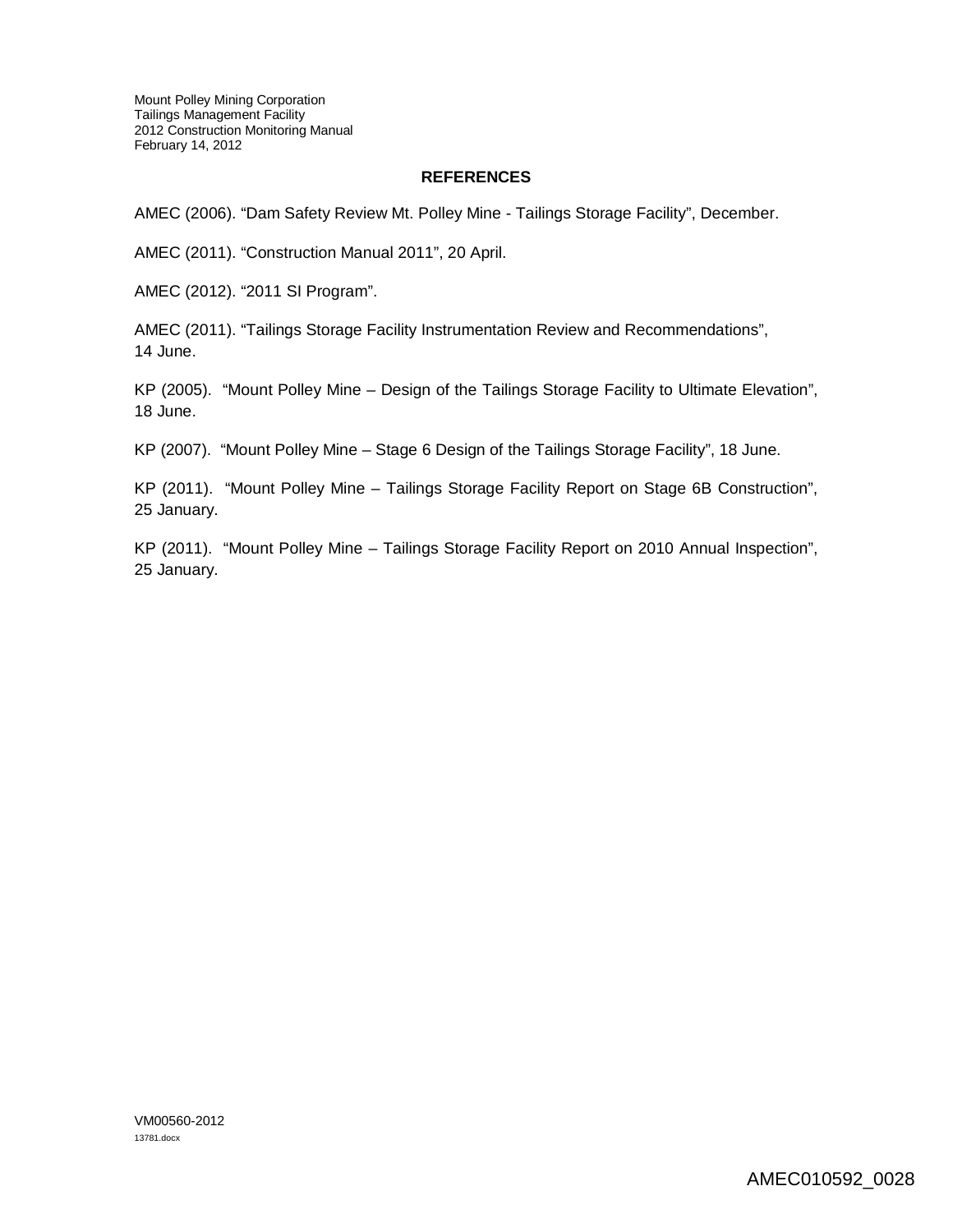## REFERENCES

AMEC (2006). "Dam Safety Review Mt. Polley Mine - Tailings Storage Facility", December.

AMEC (2011). "Construction Manual 2011", 20 April.

AMEC (2012). "2011 SI Program".

AMEC (2011). "Tailings Storage Facility Instrumentation Review and Recommendations", 14 June.

KP (2005). "Mount Polley Mine – Design of the Tailings Storage Facility to Ultimate Elevation", 18 June.

KP (2007). "Mount Polley Mine – Stage 6 Design of the Tailings Storage Facility", 18 June.

KP (2011). "Mount Polley Mine – Tailings Storage Facility Report on Stage 6B Construction", 25 January.

KP (2011). "Mount Polley Mine – Tailings Storage Facility Report on 2010 Annual Inspection", 25 January.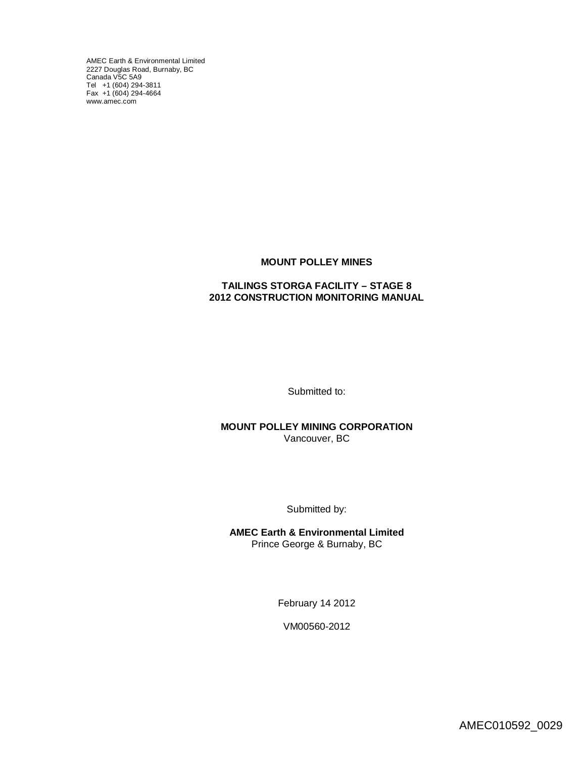AMEC Earth & Environmental Limited
2227 Douglas Road, Burnaby, BC
Canada V5C 5A9
Tel +1 (604) 294-3811
Fax +1 (604) 294-4664
www.amec.com

**MOUNT POLLEY MINES**

**TAILINGS STORGA FACILITY – STAGE 8**
**2012 CONSTRUCTION MONITORING MANUAL**

Submitted to:

**MOUNT POLLEY MINING CORPORATION**
Vancouver, BC

Submitted by:

**AMEC Earth & Environmental Limited**
Prince George & Burnaby, BC

February 14 2012

VM00560-2012

AMEC010592_0029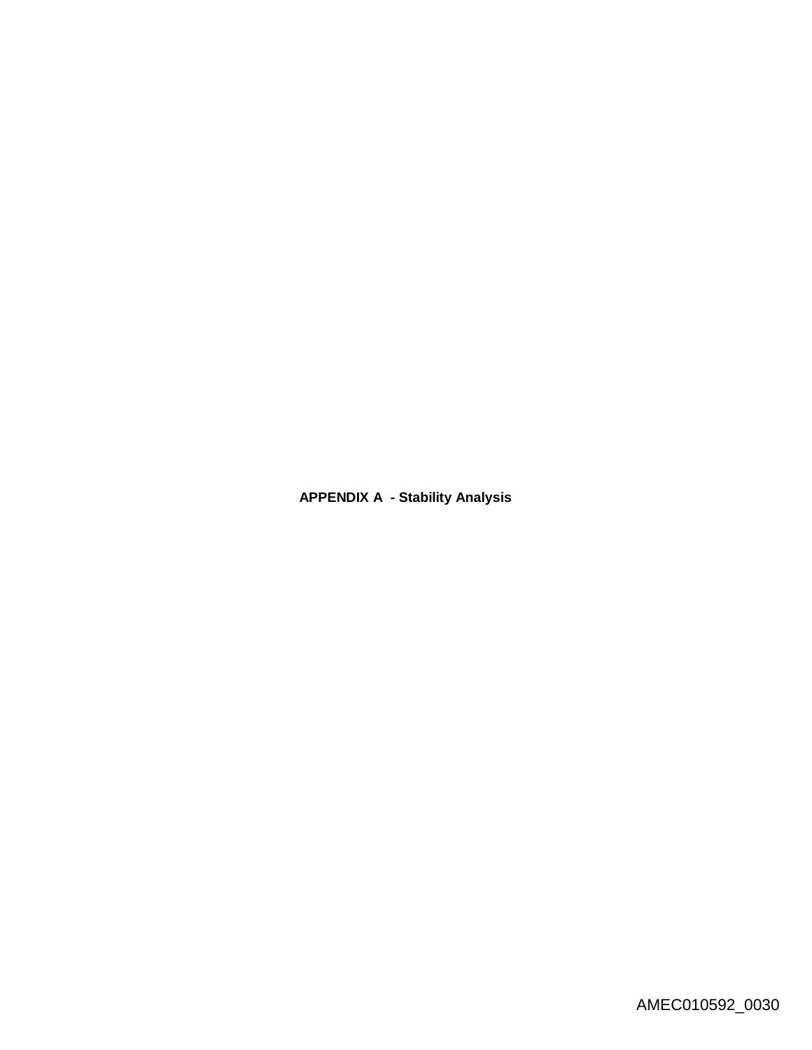**APPENDIX A - Stability Analysis**

AMEC010592_0030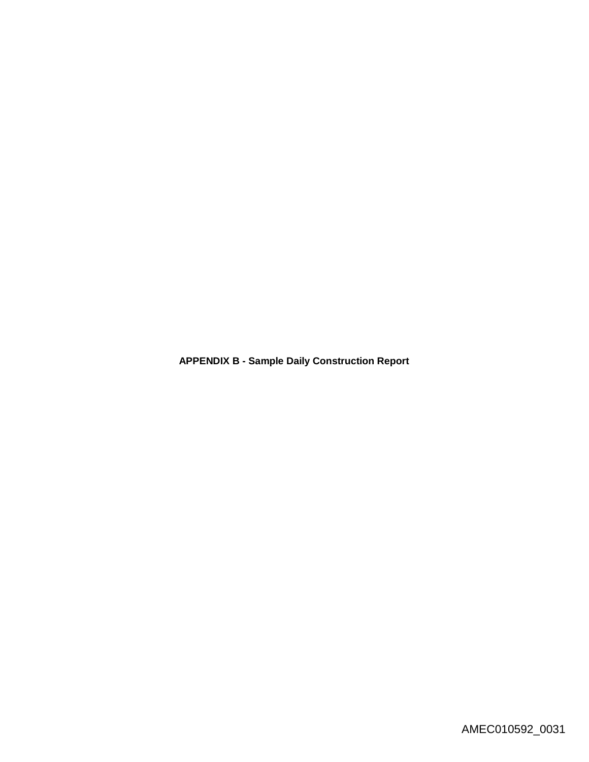**APPENDIX B - Sample Daily Construction Report**

AMEC010592_0031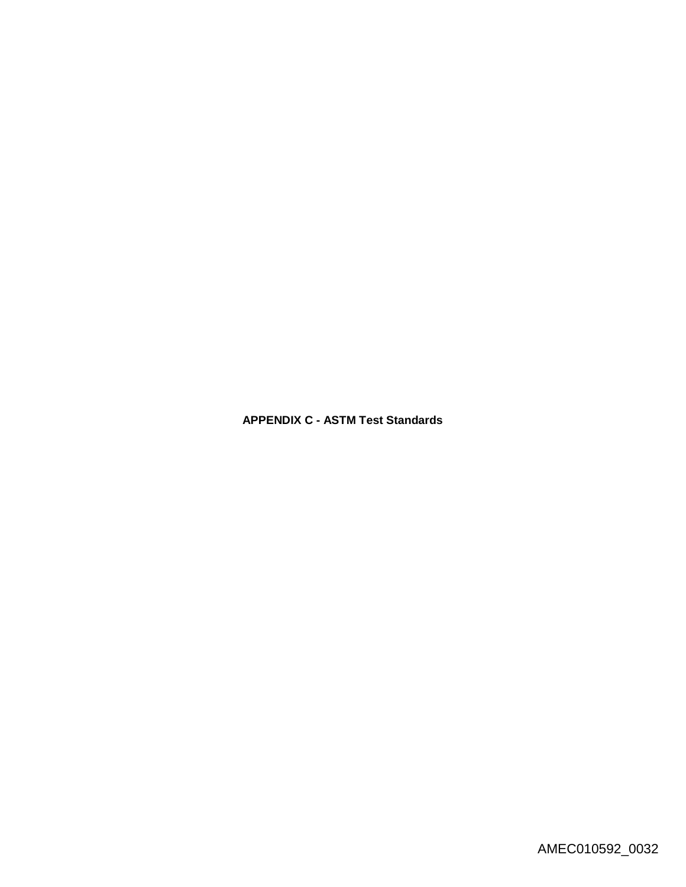**APPENDIX C - ASTM Test Standards**